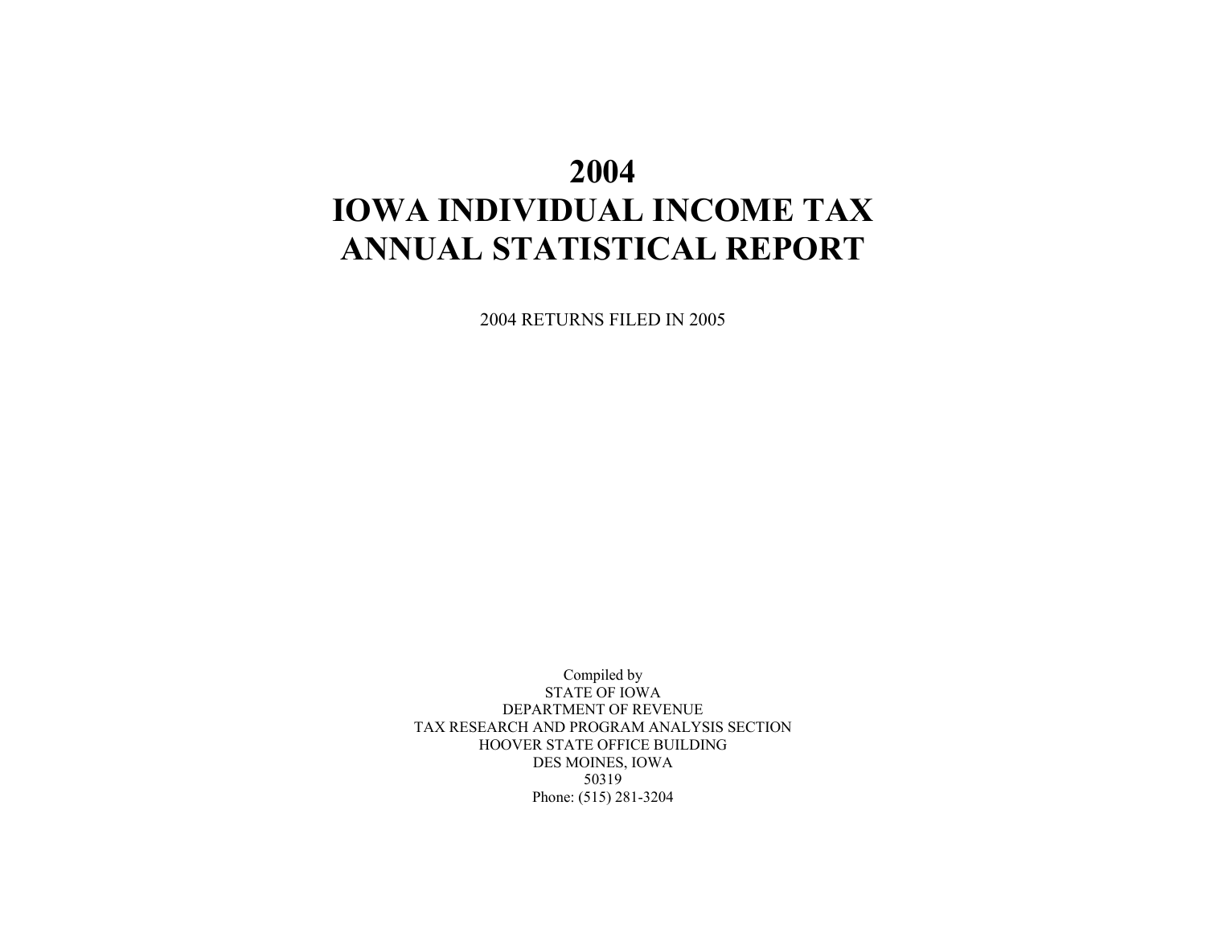# 2004
# IOWA INDIVIDUAL INCOME TAX
# ANNUAL STATISTICAL REPORT

2004 RETURNS FILED IN 2005

Compiled by
STATE OF IOWA
DEPARTMENT OF REVENUE
TAX RESEARCH AND PROGRAM ANALYSIS SECTION
HOOVER STATE OFFICE BUILDING
DES MOINES, IOWA
50319
Phone: (515) 281-3204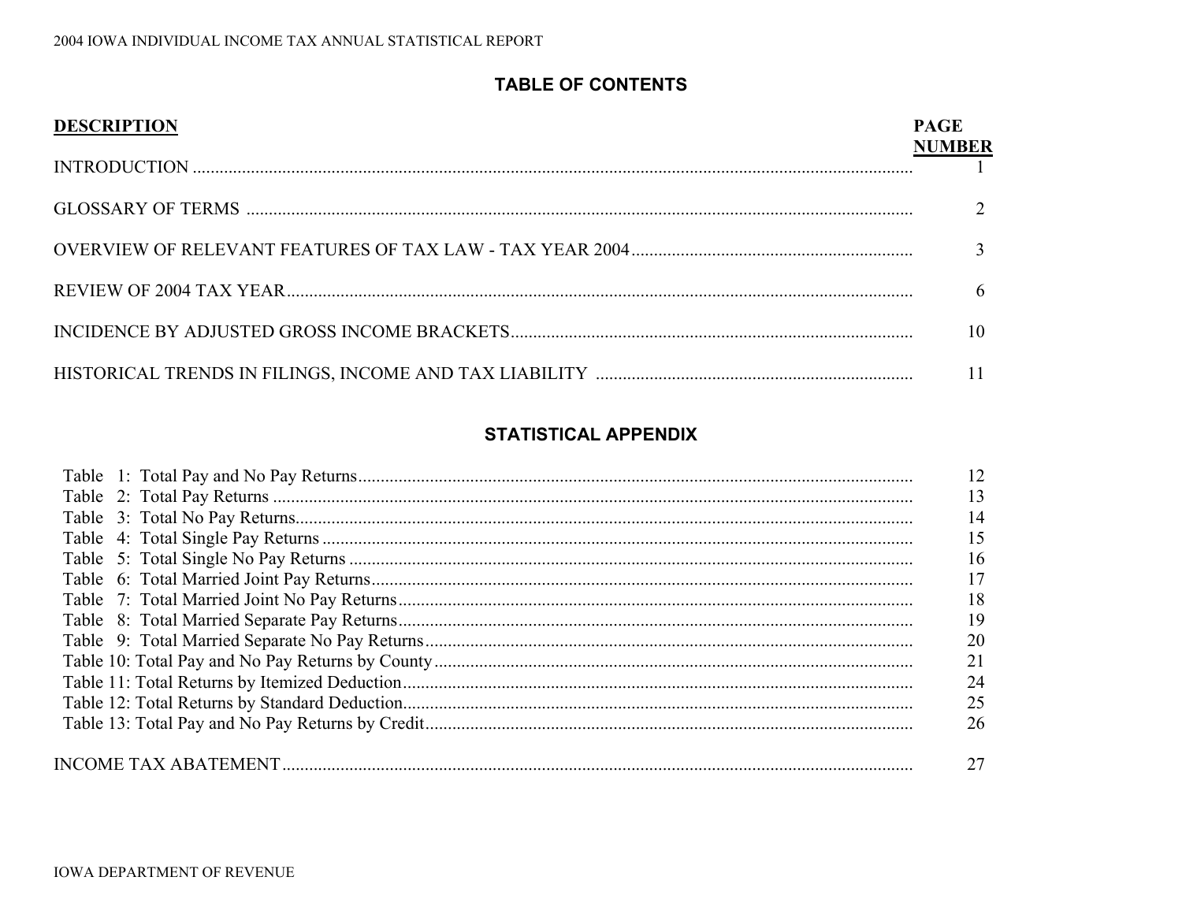# TABLE OF CONTENTS

| DESCRIPTION | PAGE NUMBER |
|---|---|
| INTRODUCTION | 1 |
| GLOSSARY OF TERMS | 2 |
| OVERVIEW OF RELEVANT FEATURES OF TAX LAW - TAX YEAR 2004 | 3 |
| REVIEW OF 2004 TAX YEAR | 6 |
| INCIDENCE BY ADJUSTED GROSS INCOME BRACKETS | 10 |
| HISTORICAL TRENDS IN FILINGS, INCOME AND TAX LIABILITY | 11 |

## STATISTICAL APPENDIX

| DESCRIPTION | PAGE NUMBER |
|---|---|
| Table 1: Total Pay and No Pay Returns | 12 |
| Table 2: Total Pay Returns | 13 |
| Table 3: Total No Pay Returns | 14 |
| Table 4: Total Single Pay Returns | 15 |
| Table 5: Total Single No Pay Returns | 16 |
| Table 6: Total Married Joint Pay Returns | 17 |
| Table 7: Total Married Joint No Pay Returns | 18 |
| Table 8: Total Married Separate Pay Returns | 19 |
| Table 9: Total Married Separate No Pay Returns | 20 |
| Table 10: Total Pay and No Pay Returns by County | 21 |
| Table 11: Total Returns by Itemized Deduction | 24 |
| Table 12: Total Returns by Standard Deduction | 25 |
| Table 13: Total Pay and No Pay Returns by Credit | 26 |
| INCOME TAX ABATEMENT | 27 |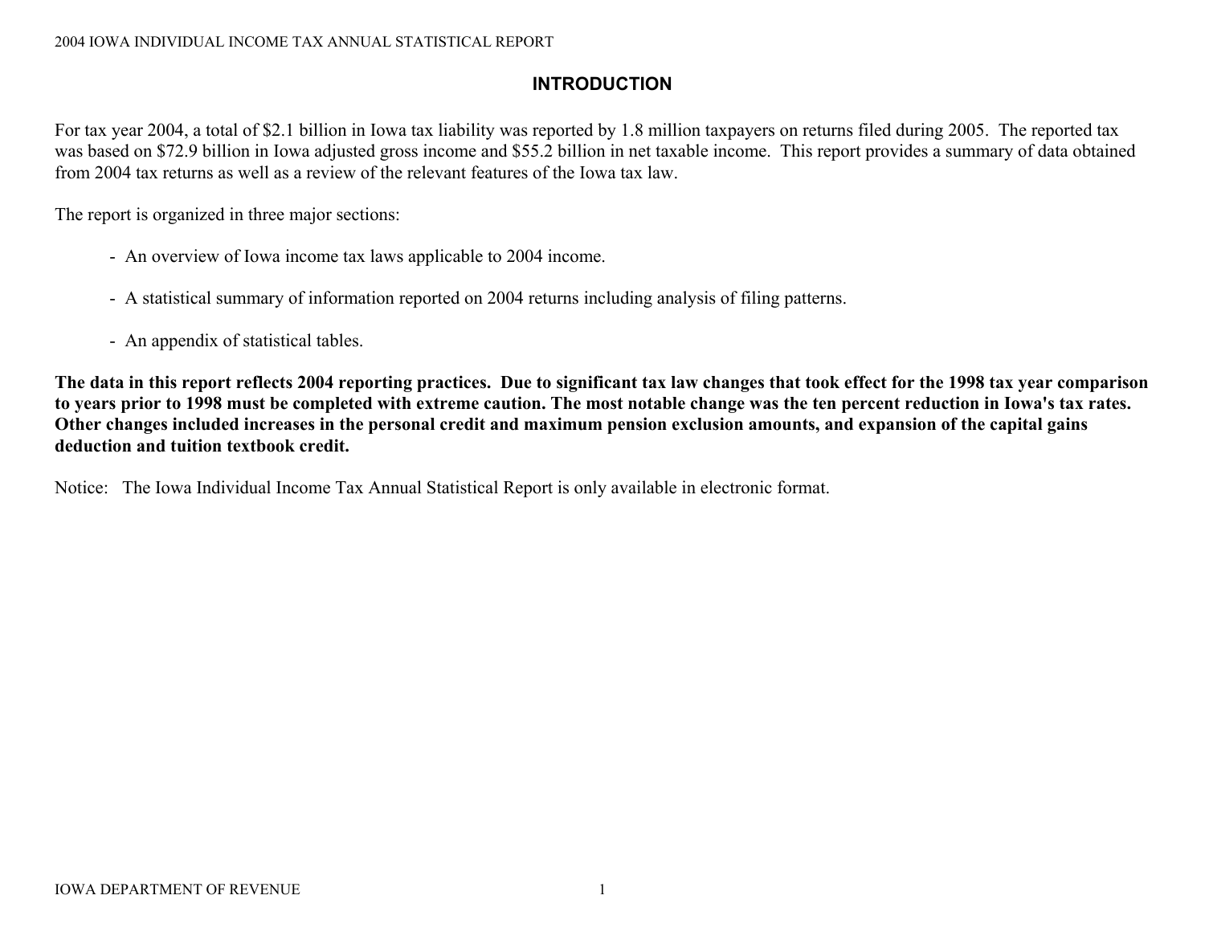# INTRODUCTION

For tax year 2004, a total of $2.1 billion in Iowa tax liability was reported by 1.8 million taxpayers on returns filed during 2005. The reported tax was based on $72.9 billion in Iowa adjusted gross income and $55.2 billion in net taxable income. This report provides a summary of data obtained from 2004 tax returns as well as a review of the relevant features of the Iowa tax law.

The report is organized in three major sections:

- An overview of Iowa income tax laws applicable to 2004 income.
- A statistical summary of information reported on 2004 returns including analysis of filing patterns.
- An appendix of statistical tables.

**The data in this report reflects 2004 reporting practices. Due to significant tax law changes that took effect for the 1998 tax year comparison to years prior to 1998 must be completed with extreme caution. The most notable change was the ten percent reduction in Iowa's tax rates. Other changes included increases in the personal credit and maximum pension exclusion amounts, and expansion of the capital gains deduction and tuition textbook credit.**

Notice: The Iowa Individual Income Tax Annual Statistical Report is only available in electronic format.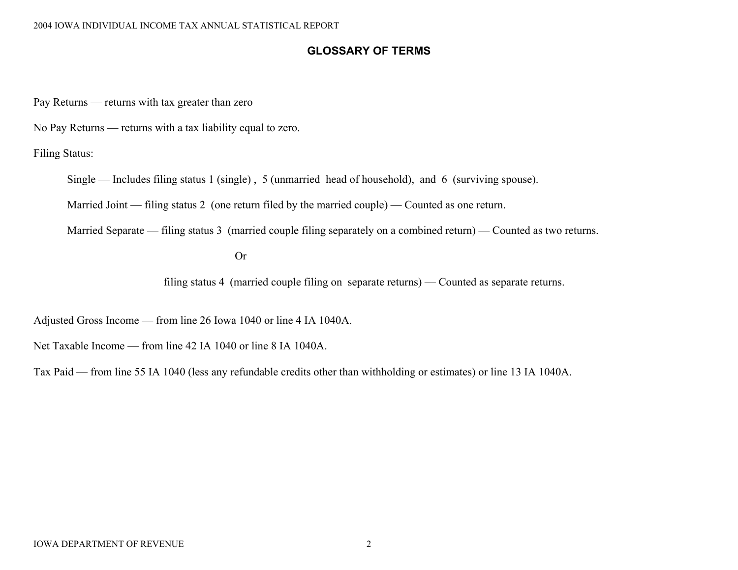## GLOSSARY OF TERMS

Pay Returns — returns with tax greater than zero

No Pay Returns — returns with a tax liability equal to zero.

Filing Status:

> Single — Includes filing status 1 (single) , 5 (unmarried head of household), and 6 (surviving spouse).
>
> Married Joint — filing status 2 (one return filed by the married couple) — Counted as one return.
>
> Married Separate — filing status 3 (married couple filing separately on a combined return) — Counted as two returns.
>
> Or
>
> filing status 4 (married couple filing on separate returns) — Counted as separate returns.

Adjusted Gross Income — from line 26 Iowa 1040 or line 4 IA 1040A.

Net Taxable Income — from line 42 IA 1040 or line 8 IA 1040A.

Tax Paid — from line 55 IA 1040 (less any refundable credits other than withholding or estimates) or line 13 IA 1040A.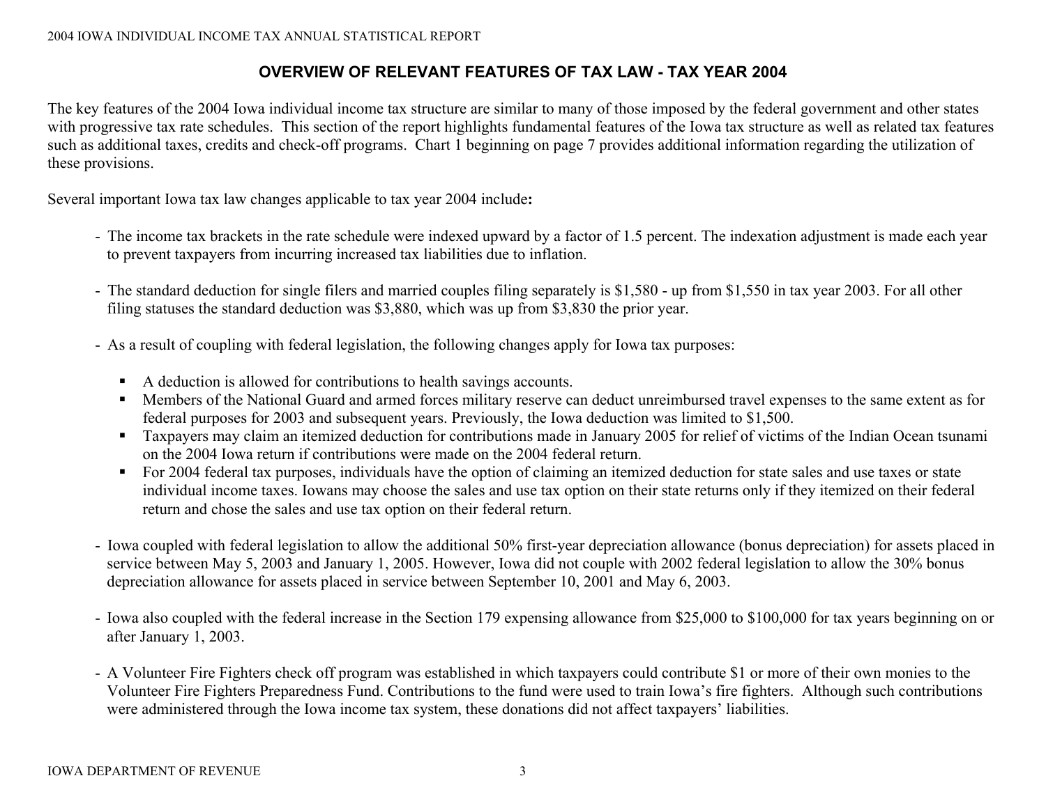## OVERVIEW OF RELEVANT FEATURES OF TAX LAW - TAX YEAR 2004

The key features of the 2004 Iowa individual income tax structure are similar to many of those imposed by the federal government and other states with progressive tax rate schedules. This section of the report highlights fundamental features of the Iowa tax structure as well as related tax features such as additional taxes, credits and check-off programs. Chart 1 beginning on page 7 provides additional information regarding the utilization of these provisions.

Several important Iowa tax law changes applicable to tax year 2004 include**:**

- The income tax brackets in the rate schedule were indexed upward by a factor of 1.5 percent. The indexation adjustment is made each year to prevent taxpayers from incurring increased tax liabilities due to inflation.

- The standard deduction for single filers and married couples filing separately is $1,580 - up from $1,550 in tax year 2003. For all other filing statuses the standard deduction was $3,880, which was up from $3,830 the prior year.

- As a result of coupling with federal legislation, the following changes apply for Iowa tax purposes:

  - A deduction is allowed for contributions to health savings accounts.
  - Members of the National Guard and armed forces military reserve can deduct unreimbursed travel expenses to the same extent as for federal purposes for 2003 and subsequent years. Previously, the Iowa deduction was limited to $1,500.
  - Taxpayers may claim an itemized deduction for contributions made in January 2005 for relief of victims of the Indian Ocean tsunami on the 2004 Iowa return if contributions were made on the 2004 federal return.
  - For 2004 federal tax purposes, individuals have the option of claiming an itemized deduction for state sales and use taxes or state individual income taxes. Iowans may choose the sales and use tax option on their state returns only if they itemized on their federal return and chose the sales and use tax option on their federal return.

- Iowa coupled with federal legislation to allow the additional 50% first-year depreciation allowance (bonus depreciation) for assets placed in service between May 5, 2003 and January 1, 2005. However, Iowa did not couple with 2002 federal legislation to allow the 30% bonus depreciation allowance for assets placed in service between September 10, 2001 and May 6, 2003.

- Iowa also coupled with the federal increase in the Section 179 expensing allowance from $25,000 to $100,000 for tax years beginning on or after January 1, 2003.

- A Volunteer Fire Fighters check off program was established in which taxpayers could contribute $1 or more of their own monies to the Volunteer Fire Fighters Preparedness Fund. Contributions to the fund were used to train Iowa's fire fighters. Although such contributions were administered through the Iowa income tax system, these donations did not affect taxpayers' liabilities.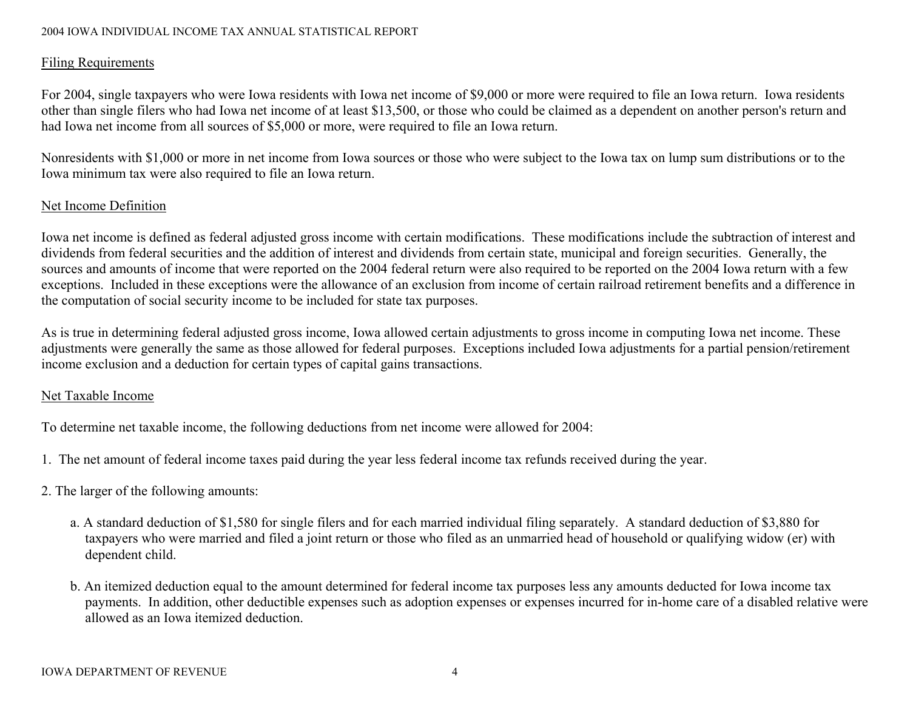## Filing Requirements

For 2004, single taxpayers who were Iowa residents with Iowa net income of $9,000 or more were required to file an Iowa return. Iowa residents other than single filers who had Iowa net income of at least $13,500, or those who could be claimed as a dependent on another person's return and had Iowa net income from all sources of $5,000 or more, were required to file an Iowa return.

Nonresidents with $1,000 or more in net income from Iowa sources or those who were subject to the Iowa tax on lump sum distributions or to the Iowa minimum tax were also required to file an Iowa return.

## Net Income Definition

Iowa net income is defined as federal adjusted gross income with certain modifications. These modifications include the subtraction of interest and dividends from federal securities and the addition of interest and dividends from certain state, municipal and foreign securities. Generally, the sources and amounts of income that were reported on the 2004 federal return were also required to be reported on the 2004 Iowa return with a few exceptions. Included in these exceptions were the allowance of an exclusion from income of certain railroad retirement benefits and a difference in the computation of social security income to be included for state tax purposes.

As is true in determining federal adjusted gross income, Iowa allowed certain adjustments to gross income in computing Iowa net income. These adjustments were generally the same as those allowed for federal purposes. Exceptions included Iowa adjustments for a partial pension/retirement income exclusion and a deduction for certain types of capital gains transactions.

## Net Taxable Income

To determine net taxable income, the following deductions from net income were allowed for 2004:

1. The net amount of federal income taxes paid during the year less federal income tax refunds received during the year.

2. The larger of the following amounts:

   a. A standard deduction of $1,580 for single filers and for each married individual filing separately. A standard deduction of $3,880 for taxpayers who were married and filed a joint return or those who filed as an unmarried head of household or qualifying widow (er) with dependent child.

   b. An itemized deduction equal to the amount determined for federal income tax purposes less any amounts deducted for Iowa income tax payments. In addition, other deductible expenses such as adoption expenses or expenses incurred for in-home care of a disabled relative were allowed as an Iowa itemized deduction.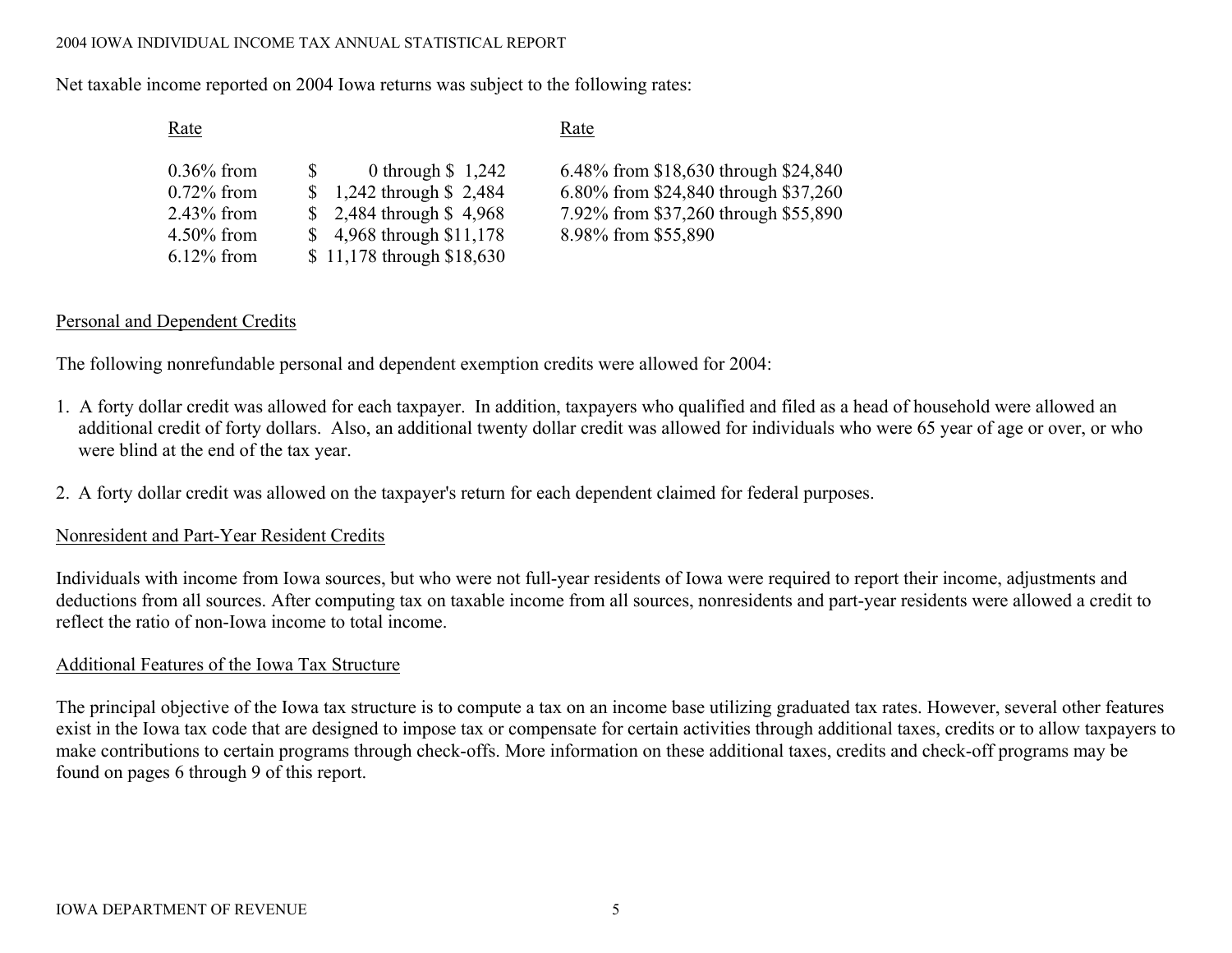Net taxable income reported on 2004 Iowa returns was subject to the following rates:

| Rate | | Rate |
|---|---|---|
| 0.36% from | $ 0 through $ 1,242 | 6.48% from $18,630 through $24,840 |
| 0.72% from | $ 1,242 through $ 2,484 | 6.80% from $24,840 through $37,260 |
| 2.43% from | $ 2,484 through $ 4,968 | 7.92% from $37,260 through $55,890 |
| 4.50% from | $ 4,968 through $11,178 | 8.98% from $55,890 |
| 6.12% from | $ 11,178 through $18,630 | |

## Personal and Dependent Credits

The following nonrefundable personal and dependent exemption credits were allowed for 2004:

1. A forty dollar credit was allowed for each taxpayer. In addition, taxpayers who qualified and filed as a head of household were allowed an additional credit of forty dollars. Also, an additional twenty dollar credit was allowed for individuals who were 65 year of age or over, or who were blind at the end of the tax year.

2. A forty dollar credit was allowed on the taxpayer's return for each dependent claimed for federal purposes.

## Nonresident and Part-Year Resident Credits

Individuals with income from Iowa sources, but who were not full-year residents of Iowa were required to report their income, adjustments and deductions from all sources. After computing tax on taxable income from all sources, nonresidents and part-year residents were allowed a credit to reflect the ratio of non-Iowa income to total income.

## Additional Features of the Iowa Tax Structure

The principal objective of the Iowa tax structure is to compute a tax on an income base utilizing graduated tax rates. However, several other features exist in the Iowa tax code that are designed to impose tax or compensate for certain activities through additional taxes, credits or to allow taxpayers to make contributions to certain programs through check-offs. More information on these additional taxes, credits and check-off programs may be found on pages 6 through 9 of this report.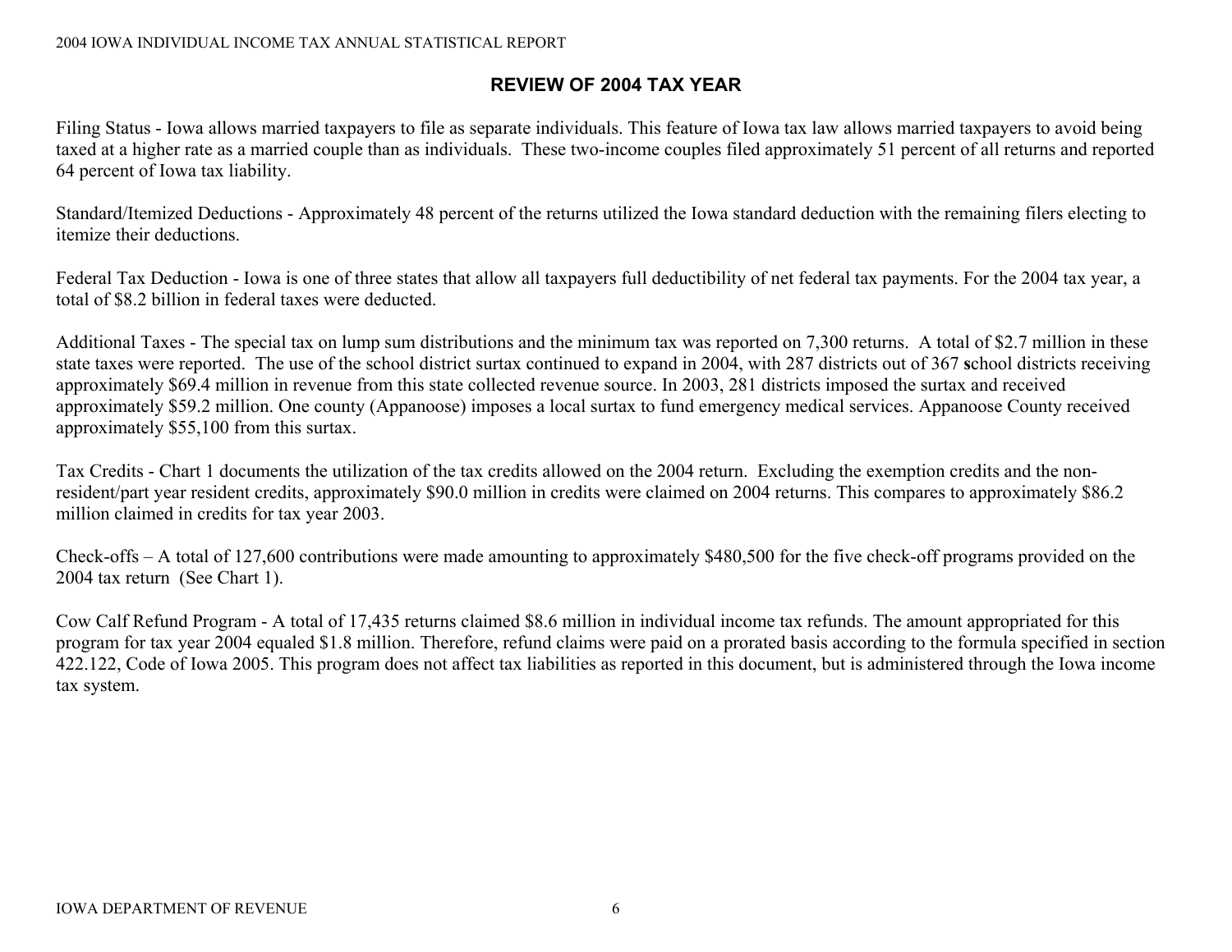## REVIEW OF 2004 TAX YEAR

Filing Status - Iowa allows married taxpayers to file as separate individuals. This feature of Iowa tax law allows married taxpayers to avoid being taxed at a higher rate as a married couple than as individuals. These two-income couples filed approximately 51 percent of all returns and reported 64 percent of Iowa tax liability.

Standard/Itemized Deductions - Approximately 48 percent of the returns utilized the Iowa standard deduction with the remaining filers electing to itemize their deductions.

Federal Tax Deduction - Iowa is one of three states that allow all taxpayers full deductibility of net federal tax payments. For the 2004 tax year, a total of $8.2 billion in federal taxes were deducted.

Additional Taxes - The special tax on lump sum distributions and the minimum tax was reported on 7,300 returns. A total of $2.7 million in these state taxes were reported. The use of the school district surtax continued to expand in 2004, with 287 districts out of 367 school districts receiving approximately $69.4 million in revenue from this state collected revenue source. In 2003, 281 districts imposed the surtax and received approximately $59.2 million. One county (Appanoose) imposes a local surtax to fund emergency medical services. Appanoose County received approximately $55,100 from this surtax.

Tax Credits - Chart 1 documents the utilization of the tax credits allowed on the 2004 return. Excluding the exemption credits and the non-resident/part year resident credits, approximately $90.0 million in credits were claimed on 2004 returns. This compares to approximately $86.2 million claimed in credits for tax year 2003.

Check-offs – A total of 127,600 contributions were made amounting to approximately $480,500 for the five check-off programs provided on the 2004 tax return (See Chart 1).

Cow Calf Refund Program - A total of 17,435 returns claimed $8.6 million in individual income tax refunds. The amount appropriated for this program for tax year 2004 equaled $1.8 million. Therefore, refund claims were paid on a prorated basis according to the formula specified in section 422.122, Code of Iowa 2005. This program does not affect tax liabilities as reported in this document, but is administered through the Iowa income tax system.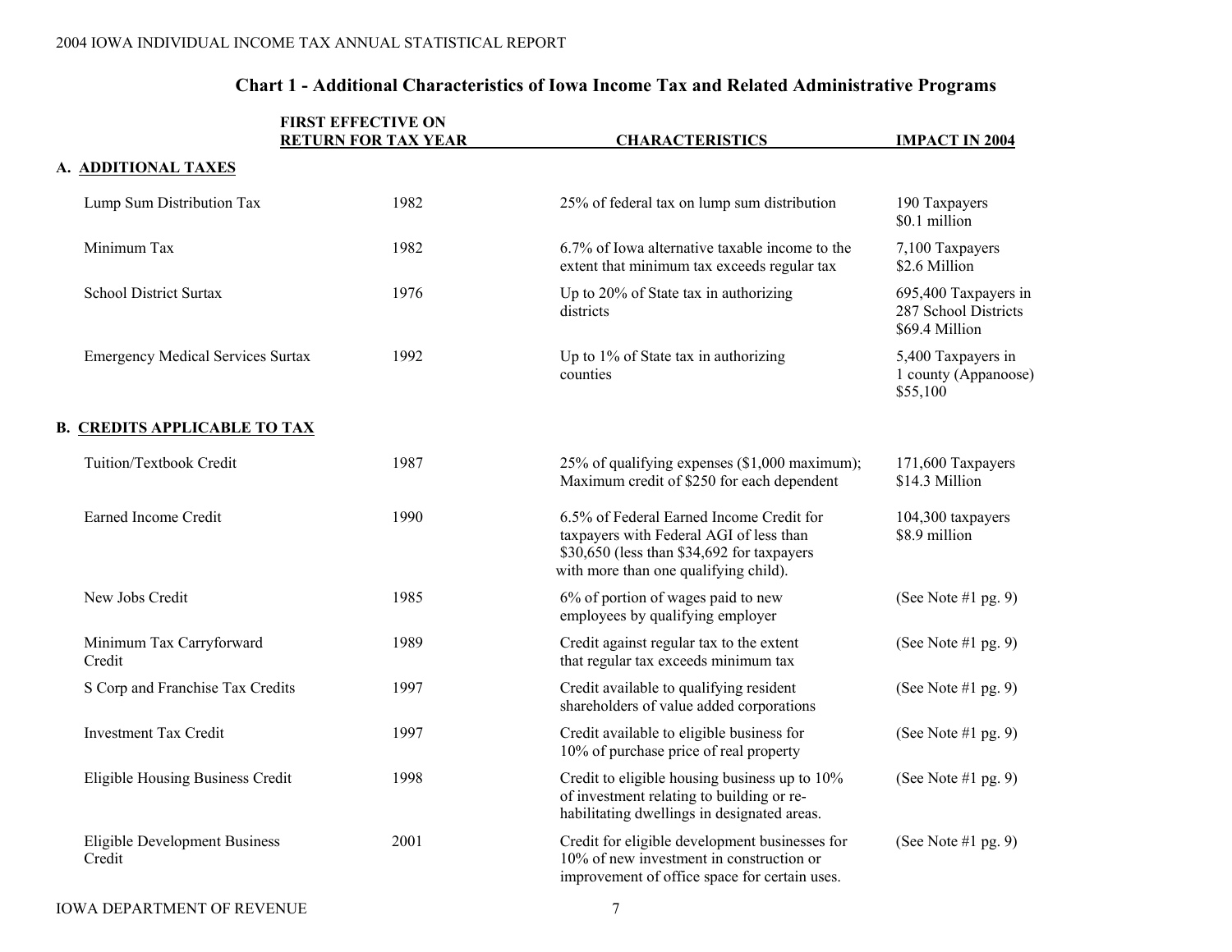## Chart 1 - Additional Characteristics of Iowa Income Tax and Related Administrative Programs

| | FIRST EFFECTIVE ON RETURN FOR TAX YEAR | CHARACTERISTICS | IMPACT IN 2004 |
|---|---|---|---|
| **A. ADDITIONAL TAXES** | | | |
| Lump Sum Distribution Tax | 1982 | 25% of federal tax on lump sum distribution | 190 Taxpayers<br>$0.1 million |
| Minimum Tax | 1982 | 6.7% of Iowa alternative taxable income to the extent that minimum tax exceeds regular tax | 7,100 Taxpayers<br>$2.6 Million |
| School District Surtax | 1976 | Up to 20% of State tax in authorizing districts | 695,400 Taxpayers in 287 School Districts<br>$69.4 Million |
| Emergency Medical Services Surtax | 1992 | Up to 1% of State tax in authorizing counties | 5,400 Taxpayers in 1 county (Appanoose)<br>$55,100 |
| **B. CREDITS APPLICABLE TO TAX** | | | |
| Tuition/Textbook Credit | 1987 | 25% of qualifying expenses ($1,000 maximum); Maximum credit of $250 for each dependent | 171,600 Taxpayers<br>$14.3 Million |
| Earned Income Credit | 1990 | 6.5% of Federal Earned Income Credit for taxpayers with Federal AGI of less than $30,650 (less than $34,692 for taxpayers with more than one qualifying child). | 104,300 taxpayers<br>$8.9 million |
| New Jobs Credit | 1985 | 6% of portion of wages paid to new employees by qualifying employer | (See Note #1 pg. 9) |
| Minimum Tax Carryforward Credit | 1989 | Credit against regular tax to the extent that regular tax exceeds minimum tax | (See Note #1 pg. 9) |
| S Corp and Franchise Tax Credits | 1997 | Credit available to qualifying resident shareholders of value added corporations | (See Note #1 pg. 9) |
| Investment Tax Credit | 1997 | Credit available to eligible business for 10% of purchase price of real property | (See Note #1 pg. 9) |
| Eligible Housing Business Credit | 1998 | Credit to eligible housing business up to 10% of investment relating to building or re-habilitating dwellings in designated areas. | (See Note #1 pg. 9) |
| Eligible Development Business Credit | 2001 | Credit for eligible development businesses for 10% of new investment in construction or improvement of office space for certain uses. | (See Note #1 pg. 9) |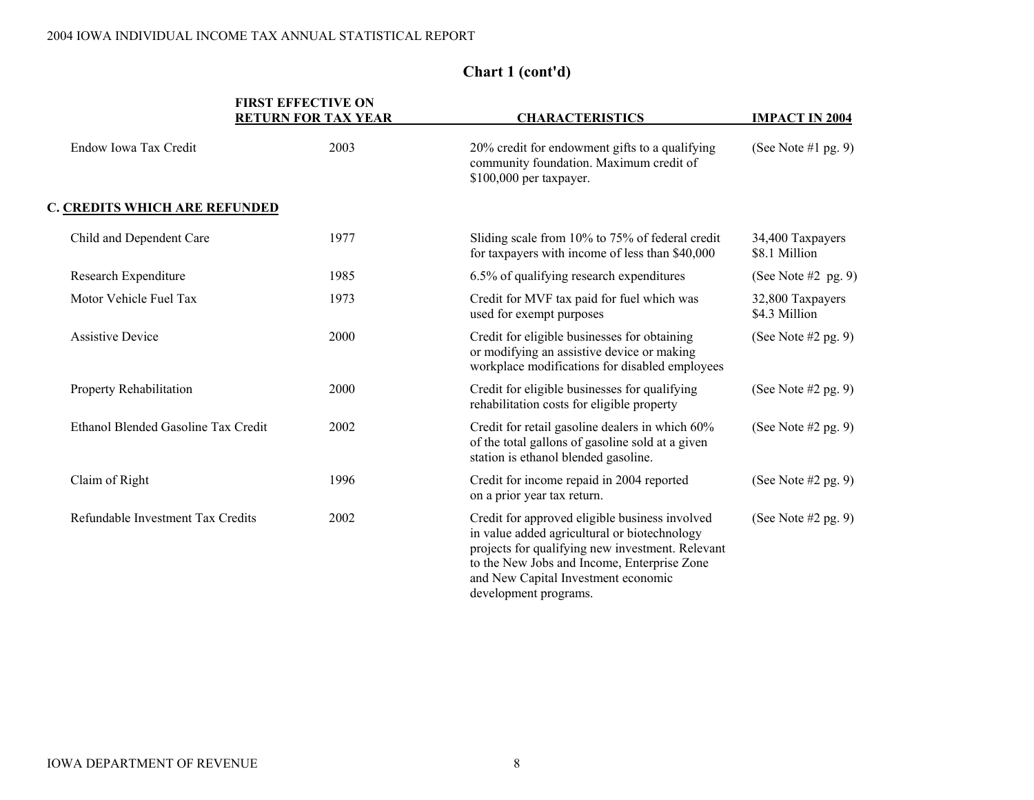## Chart 1 (cont'd)

| | FIRST EFFECTIVE ON RETURN FOR TAX YEAR | CHARACTERISTICS | IMPACT IN 2004 |
|---|---|---|---|
| Endow Iowa Tax Credit | 2003 | 20% credit for endowment gifts to a qualifying community foundation. Maximum credit of $100,000 per taxpayer. | (See Note #1 pg. 9) |
| **C. CREDITS WHICH ARE REFUNDED** | | | |
| Child and Dependent Care | 1977 | Sliding scale from 10% to 75% of federal credit for taxpayers with income of less than $40,000 | 34,400 Taxpayers<br>$8.1 Million |
| Research Expenditure | 1985 | 6.5% of qualifying research expenditures | (See Note #2 pg. 9) |
| Motor Vehicle Fuel Tax | 1973 | Credit for MVF tax paid for fuel which was used for exempt purposes | 32,800 Taxpayers<br>$4.3 Million |
| Assistive Device | 2000 | Credit for eligible businesses for obtaining or modifying an assistive device or making workplace modifications for disabled employees | (See Note #2 pg. 9) |
| Property Rehabilitation | 2000 | Credit for eligible businesses for qualifying rehabilitation costs for eligible property | (See Note #2 pg. 9) |
| Ethanol Blended Gasoline Tax Credit | 2002 | Credit for retail gasoline dealers in which 60% of the total gallons of gasoline sold at a given station is ethanol blended gasoline. | (See Note #2 pg. 9) |
| Claim of Right | 1996 | Credit for income repaid in 2004 reported on a prior year tax return. | (See Note #2 pg. 9) |
| Refundable Investment Tax Credits | 2002 | Credit for approved eligible business involved in value added agricultural or biotechnology projects for qualifying new investment. Relevant to the New Jobs and Income, Enterprise Zone and New Capital Investment economic development programs. | (See Note #2 pg. 9) |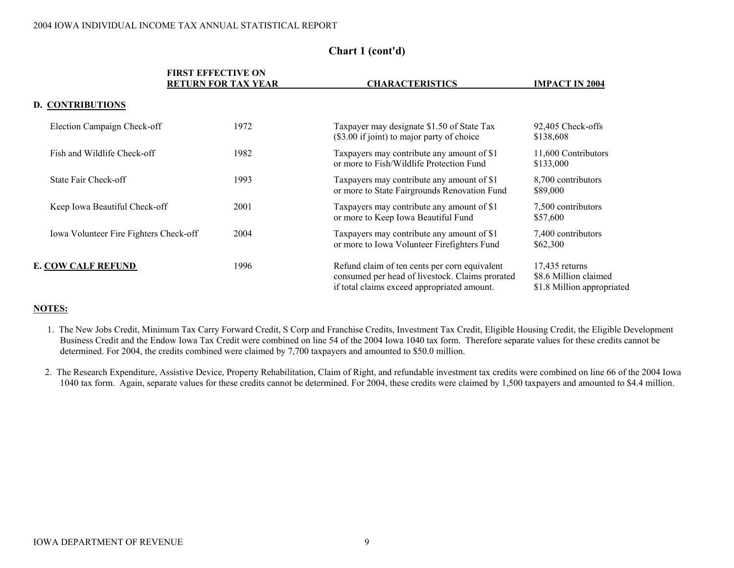## Chart 1 (cont'd)

| | FIRST EFFECTIVE ON RETURN FOR TAX YEAR | CHARACTERISTICS | IMPACT IN 2004 |
|---|---|---|---|
| **D. CONTRIBUTIONS** | | | |
| Election Campaign Check-off | 1972 | Taxpayer may designate $1.50 of State Tax ($3.00 if joint) to major party of choice | 92,405 Check-offs<br>$138,608 |
| Fish and Wildlife Check-off | 1982 | Taxpayers may contribute any amount of $1 or more to Fish/Wildlife Protection Fund | 11,600 Contributors<br>$133,000 |
| State Fair Check-off | 1993 | Taxpayers may contribute any amount of $1 or more to State Fairgrounds Renovation Fund | 8,700 contributors<br>$89,000 |
| Keep Iowa Beautiful Check-off | 2001 | Taxpayers may contribute any amount of $1 or more to Keep Iowa Beautiful Fund | 7,500 contributors<br>$57,600 |
| Iowa Volunteer Fire Fighters Check-off | 2004 | Taxpayers may contribute any amount of $1 or more to Iowa Volunteer Firefighters Fund | 7,400 contributors<br>$62,300 |
| **E. COW CALF REFUND** | 1996 | Refund claim of ten cents per corn equivalent consumed per head of livestock. Claims prorated if total claims exceed appropriated amount. | 17,435 returns<br>$8.6 Million claimed<br>$1.8 Million appropriated |

**NOTES:**

1. The New Jobs Credit, Minimum Tax Carry Forward Credit, S Corp and Franchise Credits, Investment Tax Credit, Eligible Housing Credit, the Eligible Development Business Credit and the Endow Iowa Tax Credit were combined on line 54 of the 2004 Iowa 1040 tax form. Therefore separate values for these credits cannot be determined. For 2004, the credits combined were claimed by 7,700 taxpayers and amounted to $50.0 million.

2. The Research Expenditure, Assistive Device, Property Rehabilitation, Claim of Right, and refundable investment tax credits were combined on line 66 of the 2004 Iowa 1040 tax form. Again, separate values for these credits cannot be determined. For 2004, these credits were claimed by 1,500 taxpayers and amounted to $4.4 million.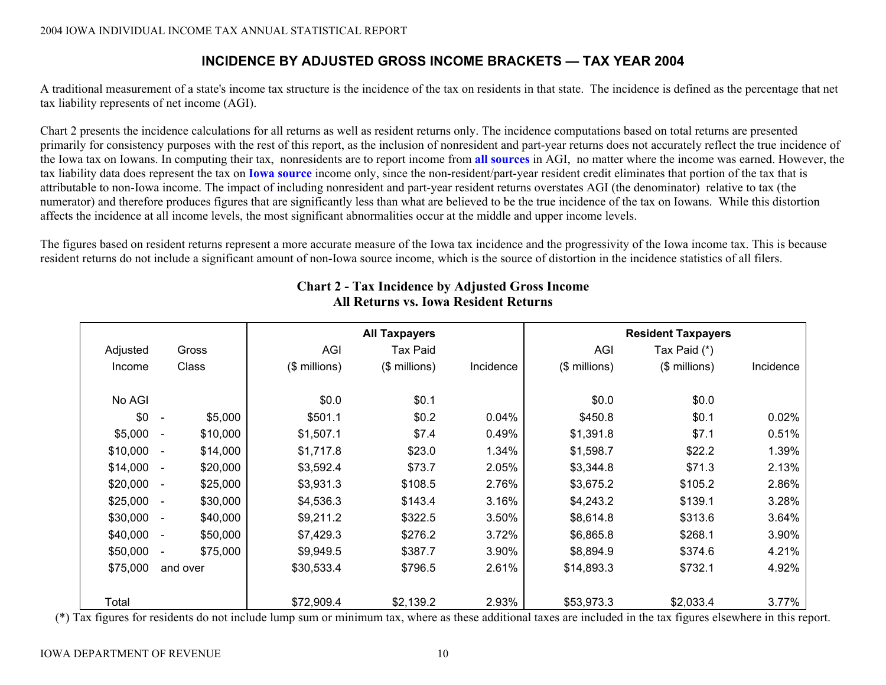## INCIDENCE BY ADJUSTED GROSS INCOME BRACKETS — TAX YEAR 2004

A traditional measurement of a state's income tax structure is the incidence of the tax on residents in that state. The incidence is defined as the percentage that net tax liability represents of net income (AGI).

Chart 2 presents the incidence calculations for all returns as well as resident returns only. The incidence computations based on total returns are presented primarily for consistency purposes with the rest of this report, as the inclusion of nonresident and part-year returns does not accurately reflect the true incidence of the Iowa tax on Iowans. In computing their tax, nonresidents are to report income from **all sources** in AGI, no matter where the income was earned. However, the tax liability data does represent the tax on **Iowa source** income only, since the non-resident/part-year resident credit eliminates that portion of the tax that is attributable to non-Iowa income. The impact of including nonresident and part-year resident returns overstates AGI (the denominator) relative to tax (the numerator) and therefore produces figures that are significantly less than what are believed to be the true incidence of the tax on Iowans. While this distortion affects the incidence at all income levels, the most significant abnormalities occur at the middle and upper income levels.

The figures based on resident returns represent a more accurate measure of the Iowa tax incidence and the progressivity of the Iowa income tax. This is because resident returns do not include a significant amount of non-Iowa source income, which is the source of distortion in the incidence statistics of all filers.

**Chart 2 - Tax Incidence by Adjusted Gross Income**
**All Returns vs. Iowa Resident Returns**

| Adjusted Gross Income Class | All Taxpayers AGI ($ millions) | All Taxpayers Tax Paid ($ millions) | All Taxpayers Incidence | Resident Taxpayers AGI ($ millions) | Resident Taxpayers Tax Paid (*) ($ millions) | Resident Taxpayers Incidence |
|---|---|---|---|---|---|---|
| No AGI | $0.0 | $0.1 | | $0.0 | $0.0 | |
| $0 - $5,000 | $501.1 | $0.2 | 0.04% | $450.8 | $0.1 | 0.02% |
| $5,000 - $10,000 | $1,507.1 | $7.4 | 0.49% | $1,391.8 | $7.1 | 0.51% |
| $10,000 - $14,000 | $1,717.8 | $23.0 | 1.34% | $1,598.7 | $22.2 | 1.39% |
| $14,000 - $20,000 | $3,592.4 | $73.7 | 2.05% | $3,344.8 | $71.3 | 2.13% |
| $20,000 - $25,000 | $3,931.3 | $108.5 | 2.76% | $3,675.2 | $105.2 | 2.86% |
| $25,000 - $30,000 | $4,536.3 | $143.4 | 3.16% | $4,243.2 | $139.1 | 3.28% |
| $30,000 - $40,000 | $9,211.2 | $322.5 | 3.50% | $8,614.8 | $313.6 | 3.64% |
| $40,000 - $50,000 | $7,429.3 | $276.2 | 3.72% | $6,865.8 | $268.1 | 3.90% |
| $50,000 - $75,000 | $9,949.5 | $387.7 | 3.90% | $8,894.9 | $374.6 | 4.21% |
| $75,000 and over | $30,533.4 | $796.5 | 2.61% | $14,893.3 | $732.1 | 4.92% |
| Total | $72,909.4 | $2,139.2 | 2.93% | $53,973.3 | $2,033.4 | 3.77% |

(*) Tax figures for residents do not include lump sum or minimum tax, where as these additional taxes are included in the tax figures elsewhere in this report.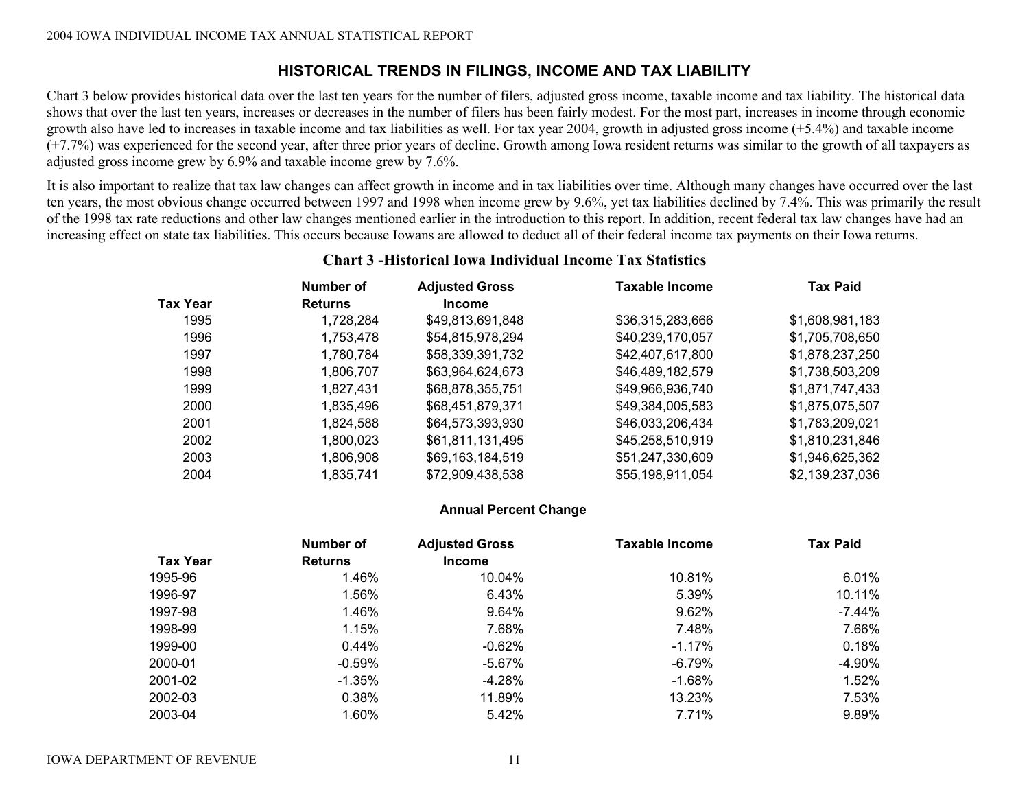## HISTORICAL TRENDS IN FILINGS, INCOME AND TAX LIABILITY

Chart 3 below provides historical data over the last ten years for the number of filers, adjusted gross income, taxable income and tax liability. The historical data shows that over the last ten years, increases or decreases in the number of filers has been fairly modest. For the most part, increases in income through economic growth also have led to increases in taxable income and tax liabilities as well. For tax year 2004, growth in adjusted gross income (+5.4%) and taxable income (+7.7%) was experienced for the second year, after three prior years of decline. Growth among Iowa resident returns was similar to the growth of all taxpayers as adjusted gross income grew by 6.9% and taxable income grew by 7.6%.

It is also important to realize that tax law changes can affect growth in income and in tax liabilities over time. Although many changes have occurred over the last ten years, the most obvious change occurred between 1997 and 1998 when income grew by 9.6%, yet tax liabilities declined by 7.4%. This was primarily the result of the 1998 tax rate reductions and other law changes mentioned earlier in the introduction to this report. In addition, recent federal tax law changes have had an increasing effect on state tax liabilities. This occurs because Iowans are allowed to deduct all of their federal income tax payments on their Iowa returns.

### Chart 3 -Historical Iowa Individual Income Tax Statistics

| Tax Year | Number of Returns | Adjusted Gross Income | Taxable Income | Tax Paid |
|---|---|---|---|---|
| 1995 | 1,728,284 | $49,813,691,848 | $36,315,283,666 | $1,608,981,183 |
| 1996 | 1,753,478 | $54,815,978,294 | $40,239,170,057 | $1,705,708,650 |
| 1997 | 1,780,784 | $58,339,391,732 | $42,407,617,800 | $1,878,237,250 |
| 1998 | 1,806,707 | $63,964,624,673 | $46,489,182,579 | $1,738,503,209 |
| 1999 | 1,827,431 | $68,878,355,751 | $49,966,936,740 | $1,871,747,433 |
| 2000 | 1,835,496 | $68,451,879,371 | $49,384,005,583 | $1,875,075,507 |
| 2001 | 1,824,588 | $64,573,393,930 | $46,033,206,434 | $1,783,209,021 |
| 2002 | 1,800,023 | $61,811,131,495 | $45,258,510,919 | $1,810,231,846 |
| 2003 | 1,806,908 | $69,163,184,519 | $51,247,330,609 | $1,946,625,362 |
| 2004 | 1,835,741 | $72,909,438,538 | $55,198,911,054 | $2,139,237,036 |

**Annual Percent Change**

| Tax Year | Number of Returns | Adjusted Gross Income | Taxable Income | Tax Paid |
|---|---|---|---|---|
| 1995-96 | 1.46% | 10.04% | 10.81% | 6.01% |
| 1996-97 | 1.56% | 6.43% | 5.39% | 10.11% |
| 1997-98 | 1.46% | 9.64% | 9.62% | -7.44% |
| 1998-99 | 1.15% | 7.68% | 7.48% | 7.66% |
| 1999-00 | 0.44% | -0.62% | -1.17% | 0.18% |
| 2000-01 | -0.59% | -5.67% | -6.79% | -4.90% |
| 2001-02 | -1.35% | -4.28% | -1.68% | 1.52% |
| 2002-03 | 0.38% | 11.89% | 13.23% | 7.53% |
| 2003-04 | 1.60% | 5.42% | 7.71% | 9.89% |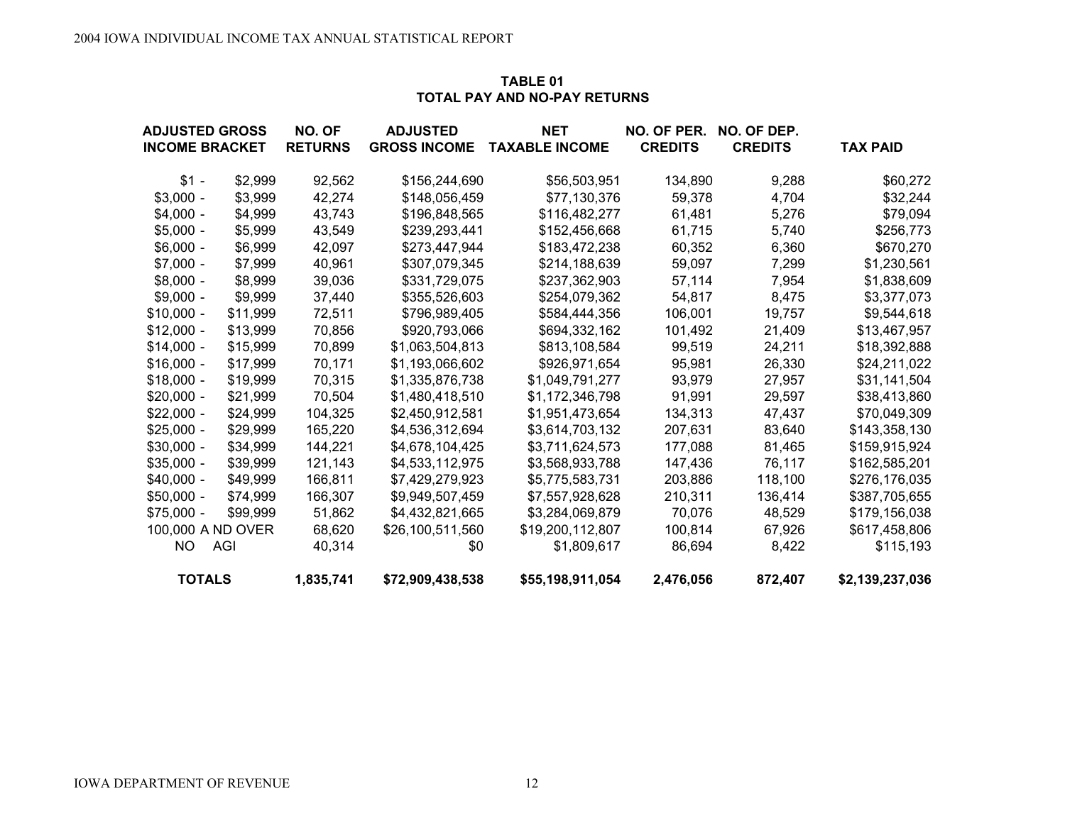## TABLE 01
## TOTAL PAY AND NO-PAY RETURNS

| ADJUSTED GROSS INCOME BRACKET | NO. OF RETURNS | ADJUSTED GROSS INCOME | NET TAXABLE INCOME | NO. OF PER. CREDITS | NO. OF DEP. CREDITS | TAX PAID |
|---|---|---|---|---|---|---|
| $1 - $2,999 | 92,562 | $156,244,690 | $56,503,951 | 134,890 | 9,288 | $60,272 |
| $3,000 - $3,999 | 42,274 | $148,056,459 | $77,130,376 | 59,378 | 4,704 | $32,244 |
| $4,000 - $4,999 | 43,743 | $196,848,565 | $116,482,277 | 61,481 | 5,276 | $79,094 |
| $5,000 - $5,999 | 43,549 | $239,293,441 | $152,456,668 | 61,715 | 5,740 | $256,773 |
| $6,000 - $6,999 | 42,097 | $273,447,944 | $183,472,238 | 60,352 | 6,360 | $670,270 |
| $7,000 - $7,999 | 40,961 | $307,079,345 | $214,188,639 | 59,097 | 7,299 | $1,230,561 |
| $8,000 - $8,999 | 39,036 | $331,729,075 | $237,362,903 | 57,114 | 7,954 | $1,838,609 |
| $9,000 - $9,999 | 37,440 | $355,526,603 | $254,079,362 | 54,817 | 8,475 | $3,377,073 |
| $10,000 - $11,999 | 72,511 | $796,989,405 | $584,444,356 | 106,001 | 19,757 | $9,544,618 |
| $12,000 - $13,999 | 70,856 | $920,793,066 | $694,332,162 | 101,492 | 21,409 | $13,467,957 |
| $14,000 - $15,999 | 70,899 | $1,063,504,813 | $813,108,584 | 99,519 | 24,211 | $18,392,888 |
| $16,000 - $17,999 | 70,171 | $1,193,066,602 | $926,971,654 | 95,981 | 26,330 | $24,211,022 |
| $18,000 - $19,999 | 70,315 | $1,335,876,738 | $1,049,791,277 | 93,979 | 27,957 | $31,141,504 |
| $20,000 - $21,999 | 70,504 | $1,480,418,510 | $1,172,346,798 | 91,991 | 29,597 | $38,413,860 |
| $22,000 - $24,999 | 104,325 | $2,450,912,581 | $1,951,473,654 | 134,313 | 47,437 | $70,049,309 |
| $25,000 - $29,999 | 165,220 | $4,536,312,694 | $3,614,703,132 | 207,631 | 83,640 | $143,358,130 |
| $30,000 - $34,999 | 144,221 | $4,678,104,425 | $3,711,624,573 | 177,088 | 81,465 | $159,915,924 |
| $35,000 - $39,999 | 121,143 | $4,533,112,975 | $3,568,933,788 | 147,436 | 76,117 | $162,585,201 |
| $40,000 - $49,999 | 166,811 | $7,429,279,923 | $5,775,583,731 | 203,886 | 118,100 | $276,176,035 |
| $50,000 - $74,999 | 166,307 | $9,949,507,459 | $7,557,928,628 | 210,311 | 136,414 | $387,705,655 |
| $75,000 - $99,999 | 51,862 | $4,432,821,665 | $3,284,069,879 | 70,076 | 48,529 | $179,156,038 |
| 100,000 A ND OVER | 68,620 | $26,100,511,560 | $19,200,112,807 | 100,814 | 67,926 | $617,458,806 |
| NO AGI | 40,314 | $0 | $1,809,617 | 86,694 | 8,422 | $115,193 |
| **TOTALS** | **1,835,741** | **$72,909,438,538** | **$55,198,911,054** | **2,476,056** | **872,407** | **$2,139,237,036** |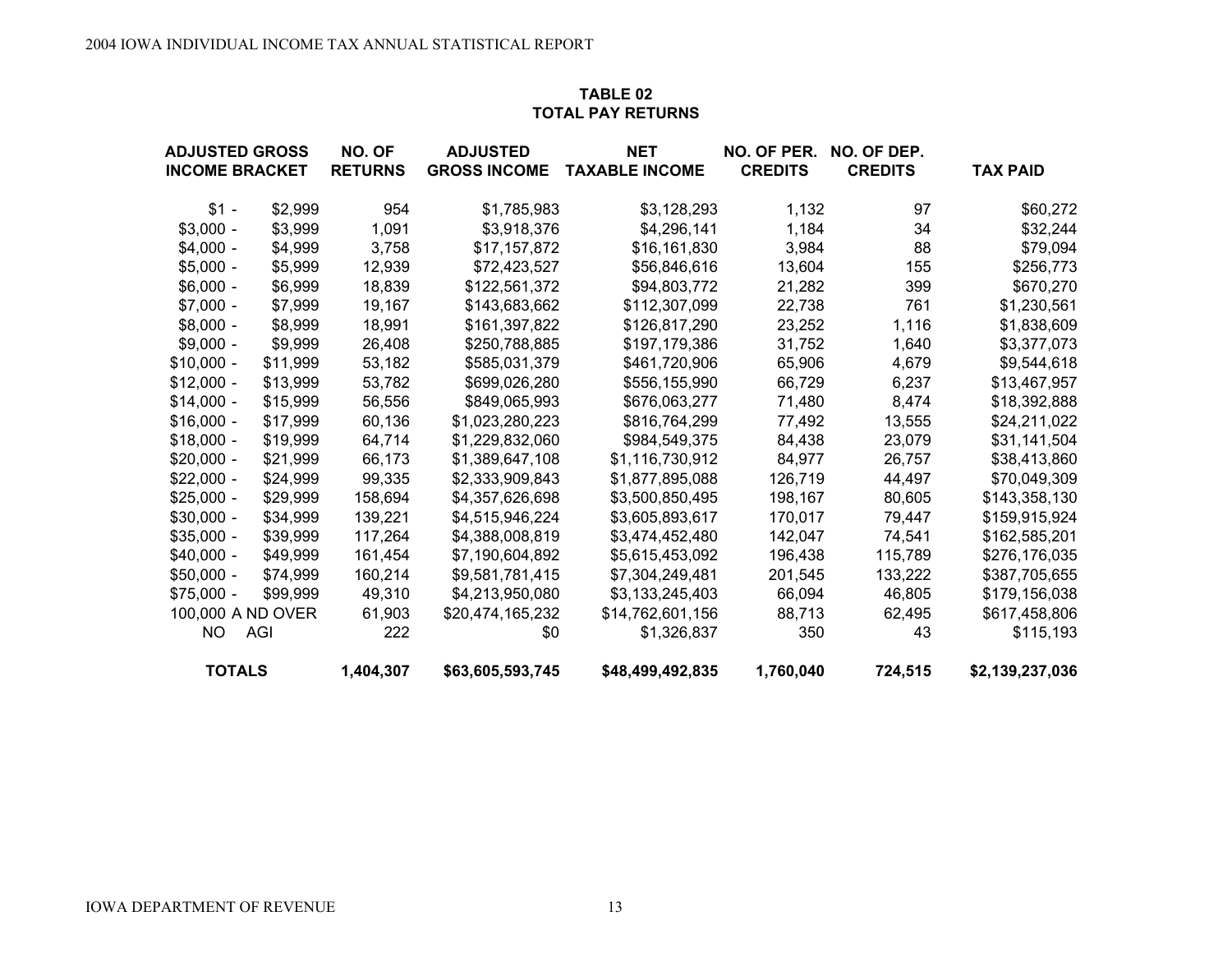**TABLE 02**
**TOTAL PAY RETURNS**

| ADJUSTED GROSS INCOME BRACKET | NO. OF RETURNS | ADJUSTED GROSS INCOME | NET TAXABLE INCOME | NO. OF PER. CREDITS | NO. OF DEP. CREDITS | TAX PAID |
|---|---|---|---|---|---|---|
| $1 - $2,999 | 954 | $1,785,983 | $3,128,293 | 1,132 | 97 | $60,272 |
| $3,000 - $3,999 | 1,091 | $3,918,376 | $4,296,141 | 1,184 | 34 | $32,244 |
| $4,000 - $4,999 | 3,758 | $17,157,872 | $16,161,830 | 3,984 | 88 | $79,094 |
| $5,000 - $5,999 | 12,939 | $72,423,527 | $56,846,616 | 13,604 | 155 | $256,773 |
| $6,000 - $6,999 | 18,839 | $122,561,372 | $94,803,772 | 21,282 | 399 | $670,270 |
| $7,000 - $7,999 | 19,167 | $143,683,662 | $112,307,099 | 22,738 | 761 | $1,230,561 |
| $8,000 - $8,999 | 18,991 | $161,397,822 | $126,817,290 | 23,252 | 1,116 | $1,838,609 |
| $9,000 - $9,999 | 26,408 | $250,788,885 | $197,179,386 | 31,752 | 1,640 | $3,377,073 |
| $10,000 - $11,999 | 53,182 | $585,031,379 | $461,720,906 | 65,906 | 4,679 | $9,544,618 |
| $12,000 - $13,999 | 53,782 | $699,026,280 | $556,155,990 | 66,729 | 6,237 | $13,467,957 |
| $14,000 - $15,999 | 56,556 | $849,065,993 | $676,063,277 | 71,480 | 8,474 | $18,392,888 |
| $16,000 - $17,999 | 60,136 | $1,023,280,223 | $816,764,299 | 77,492 | 13,555 | $24,211,022 |
| $18,000 - $19,999 | 64,714 | $1,229,832,060 | $984,549,375 | 84,438 | 23,079 | $31,141,504 |
| $20,000 - $21,999 | 66,173 | $1,389,647,108 | $1,116,730,912 | 84,977 | 26,757 | $38,413,860 |
| $22,000 - $24,999 | 99,335 | $2,333,909,843 | $1,877,895,088 | 126,719 | 44,497 | $70,049,309 |
| $25,000 - $29,999 | 158,694 | $4,357,626,698 | $3,500,850,495 | 198,167 | 80,605 | $143,358,130 |
| $30,000 - $34,999 | 139,221 | $4,515,946,224 | $3,605,893,617 | 170,017 | 79,447 | $159,915,924 |
| $35,000 - $39,999 | 117,264 | $4,388,008,819 | $3,474,452,480 | 142,047 | 74,541 | $162,585,201 |
| $40,000 - $49,999 | 161,454 | $7,190,604,892 | $5,615,453,092 | 196,438 | 115,789 | $276,176,035 |
| $50,000 - $74,999 | 160,214 | $9,581,781,415 | $7,304,249,481 | 201,545 | 133,222 | $387,705,655 |
| $75,000 - $99,999 | 49,310 | $4,213,950,080 | $3,133,245,403 | 66,094 | 46,805 | $179,156,038 |
| 100,000 AND OVER | 61,903 | $20,474,165,232 | $14,762,601,156 | 88,713 | 62,495 | $617,458,806 |
| NO AGI | 222 | $0 | $1,326,837 | 350 | 43 | $115,193 |
| **TOTALS** | **1,404,307** | **$63,605,593,745** | **$48,499,492,835** | **1,760,040** | **724,515** | **$2,139,237,036** |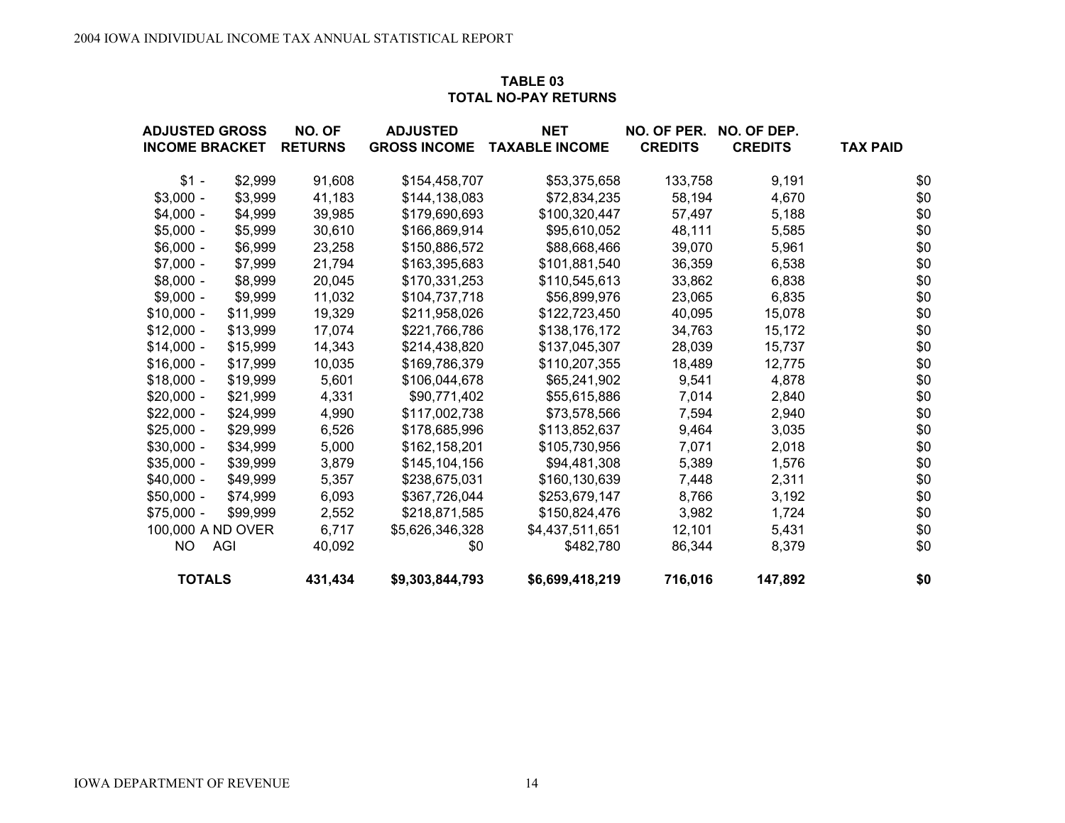## TABLE 03
## TOTAL NO-PAY RETURNS

| ADJUSTED GROSS INCOME BRACKET | NO. OF RETURNS | ADJUSTED GROSS INCOME | NET TAXABLE INCOME | NO. OF PER. CREDITS | NO. OF DEP. CREDITS | TAX PAID |
|---|---|---|---|---|---|---|
| $1 - $2,999 | 91,608 | $154,458,707 | $53,375,658 | 133,758 | 9,191 | $0 |
| $3,000 - $3,999 | 41,183 | $144,138,083 | $72,834,235 | 58,194 | 4,670 | $0 |
| $4,000 - $4,999 | 39,985 | $179,690,693 | $100,320,447 | 57,497 | 5,188 | $0 |
| $5,000 - $5,999 | 30,610 | $166,869,914 | $95,610,052 | 48,111 | 5,585 | $0 |
| $6,000 - $6,999 | 23,258 | $150,886,572 | $88,668,466 | 39,070 | 5,961 | $0 |
| $7,000 - $7,999 | 21,794 | $163,395,683 | $101,881,540 | 36,359 | 6,538 | $0 |
| $8,000 - $8,999 | 20,045 | $170,331,253 | $110,545,613 | 33,862 | 6,838 | $0 |
| $9,000 - $9,999 | 11,032 | $104,737,718 | $56,899,976 | 23,065 | 6,835 | $0 |
| $10,000 - $11,999 | 19,329 | $211,958,026 | $122,723,450 | 40,095 | 15,078 | $0 |
| $12,000 - $13,999 | 17,074 | $221,766,786 | $138,176,172 | 34,763 | 15,172 | $0 |
| $14,000 - $15,999 | 14,343 | $214,438,820 | $137,045,307 | 28,039 | 15,737 | $0 |
| $16,000 - $17,999 | 10,035 | $169,786,379 | $110,207,355 | 18,489 | 12,775 | $0 |
| $18,000 - $19,999 | 5,601 | $106,044,678 | $65,241,902 | 9,541 | 4,878 | $0 |
| $20,000 - $21,999 | 4,331 | $90,771,402 | $55,615,886 | 7,014 | 2,840 | $0 |
| $22,000 - $24,999 | 4,990 | $117,002,738 | $73,578,566 | 7,594 | 2,940 | $0 |
| $25,000 - $29,999 | 6,526 | $178,685,996 | $113,852,637 | 9,464 | 3,035 | $0 |
| $30,000 - $34,999 | 5,000 | $162,158,201 | $105,730,956 | 7,071 | 2,018 | $0 |
| $35,000 - $39,999 | 3,879 | $145,104,156 | $94,481,308 | 5,389 | 1,576 | $0 |
| $40,000 - $49,999 | 5,357 | $238,675,031 | $160,130,639 | 7,448 | 2,311 | $0 |
| $50,000 - $74,999 | 6,093 | $367,726,044 | $253,679,147 | 8,766 | 3,192 | $0 |
| $75,000 - $99,999 | 2,552 | $218,871,585 | $150,824,476 | 3,982 | 1,724 | $0 |
| 100,000 A ND OVER | 6,717 | $5,626,346,328 | $4,437,511,651 | 12,101 | 5,431 | $0 |
| NO AGI | 40,092 | $0 | $482,780 | 86,344 | 8,379 | $0 |
| **TOTALS** | **431,434** | **$9,303,844,793** | **$6,699,418,219** | **716,016** | **147,892** | **$0** |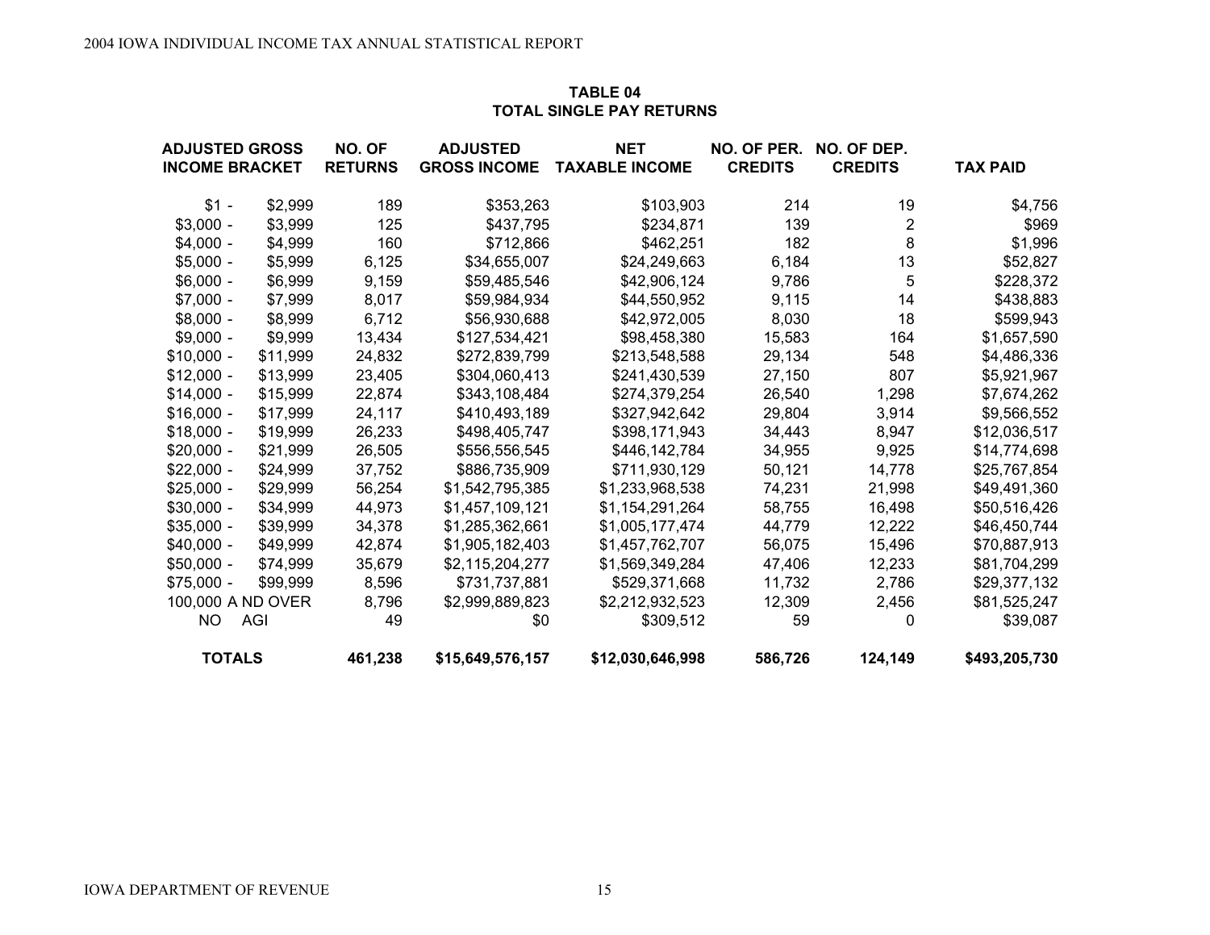## TABLE 04
## TOTAL SINGLE PAY RETURNS

| ADJUSTED GROSS INCOME BRACKET | NO. OF RETURNS | ADJUSTED GROSS INCOME | NET TAXABLE INCOME | NO. OF PER. CREDITS | NO. OF DEP. CREDITS | TAX PAID |
|---|---|---|---|---|---|---|
| $1 - $2,999 | 189 | $353,263 | $103,903 | 214 | 19 | $4,756 |
| $3,000 - $3,999 | 125 | $437,795 | $234,871 | 139 | 2 | $969 |
| $4,000 - $4,999 | 160 | $712,866 | $462,251 | 182 | 8 | $1,996 |
| $5,000 - $5,999 | 6,125 | $34,655,007 | $24,249,663 | 6,184 | 13 | $52,827 |
| $6,000 - $6,999 | 9,159 | $59,485,546 | $42,906,124 | 9,786 | 5 | $228,372 |
| $7,000 - $7,999 | 8,017 | $59,984,934 | $44,550,952 | 9,115 | 14 | $438,883 |
| $8,000 - $8,999 | 6,712 | $56,930,688 | $42,972,005 | 8,030 | 18 | $599,943 |
| $9,000 - $9,999 | 13,434 | $127,534,421 | $98,458,380 | 15,583 | 164 | $1,657,590 |
| $10,000 - $11,999 | 24,832 | $272,839,799 | $213,548,588 | 29,134 | 548 | $4,486,336 |
| $12,000 - $13,999 | 23,405 | $304,060,413 | $241,430,539 | 27,150 | 807 | $5,921,967 |
| $14,000 - $15,999 | 22,874 | $343,108,484 | $274,379,254 | 26,540 | 1,298 | $7,674,262 |
| $16,000 - $17,999 | 24,117 | $410,493,189 | $327,942,642 | 29,804 | 3,914 | $9,566,552 |
| $18,000 - $19,999 | 26,233 | $498,405,747 | $398,171,943 | 34,443 | 8,947 | $12,036,517 |
| $20,000 - $21,999 | 26,505 | $556,556,545 | $446,142,784 | 34,955 | 9,925 | $14,774,698 |
| $22,000 - $24,999 | 37,752 | $886,735,909 | $711,930,129 | 50,121 | 14,778 | $25,767,854 |
| $25,000 - $29,999 | 56,254 | $1,542,795,385 | $1,233,968,538 | 74,231 | 21,998 | $49,491,360 |
| $30,000 - $34,999 | 44,973 | $1,457,109,121 | $1,154,291,264 | 58,755 | 16,498 | $50,516,426 |
| $35,000 - $39,999 | 34,378 | $1,285,362,661 | $1,005,177,474 | 44,779 | 12,222 | $46,450,744 |
| $40,000 - $49,999 | 42,874 | $1,905,182,403 | $1,457,762,707 | 56,075 | 15,496 | $70,887,913 |
| $50,000 - $74,999 | 35,679 | $2,115,204,277 | $1,569,349,284 | 47,406 | 12,233 | $81,704,299 |
| $75,000 - $99,999 | 8,596 | $731,737,881 | $529,371,668 | 11,732 | 2,786 | $29,377,132 |
| 100,000 A ND OVER | 8,796 | $2,999,889,823 | $2,212,932,523 | 12,309 | 2,456 | $81,525,247 |
| NO AGI | 49 | $0 | $309,512 | 59 | 0 | $39,087 |
| **TOTALS** | **461,238** | **$15,649,576,157** | **$12,030,646,998** | **586,726** | **124,149** | **$493,205,730** |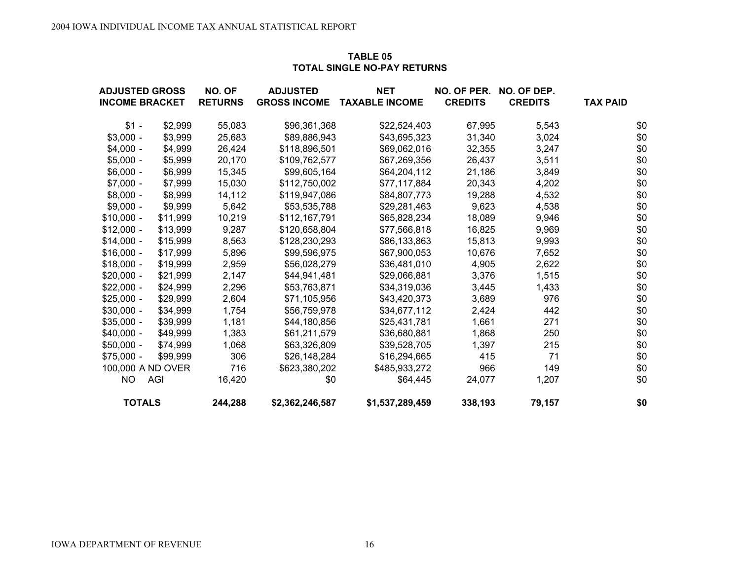## TABLE 05
## TOTAL SINGLE NO-PAY RETURNS

| ADJUSTED GROSS INCOME BRACKET | | NO. OF RETURNS | ADJUSTED GROSS INCOME | NET TAXABLE INCOME | NO. OF PER. CREDITS | NO. OF DEP. CREDITS | TAX PAID |
|---|---|---|---|---|---|---|---|
| $1 - | $2,999 | 55,083 | $96,361,368 | $22,524,403 | 67,995 | 5,543 | $0 |
| $3,000 - | $3,999 | 25,683 | $89,886,943 | $43,695,323 | 31,340 | 3,024 | $0 |
| $4,000 - | $4,999 | 26,424 | $118,896,501 | $69,062,016 | 32,355 | 3,247 | $0 |
| $5,000 - | $5,999 | 20,170 | $109,762,577 | $67,269,356 | 26,437 | 3,511 | $0 |
| $6,000 - | $6,999 | 15,345 | $99,605,164 | $64,204,112 | 21,186 | 3,849 | $0 |
| $7,000 - | $7,999 | 15,030 | $112,750,002 | $77,117,884 | 20,343 | 4,202 | $0 |
| $8,000 - | $8,999 | 14,112 | $119,947,086 | $84,807,773 | 19,288 | 4,532 | $0 |
| $9,000 - | $9,999 | 5,642 | $53,535,788 | $29,281,463 | 9,623 | 4,538 | $0 |
| $10,000 - | $11,999 | 10,219 | $112,167,791 | $65,828,234 | 18,089 | 9,946 | $0 |
| $12,000 - | $13,999 | 9,287 | $120,658,804 | $77,566,818 | 16,825 | 9,969 | $0 |
| $14,000 - | $15,999 | 8,563 | $128,230,293 | $86,133,863 | 15,813 | 9,993 | $0 |
| $16,000 - | $17,999 | 5,896 | $99,596,975 | $67,900,053 | 10,676 | 7,652 | $0 |
| $18,000 - | $19,999 | 2,959 | $56,028,279 | $36,481,010 | 4,905 | 2,622 | $0 |
| $20,000 - | $21,999 | 2,147 | $44,941,481 | $29,066,881 | 3,376 | 1,515 | $0 |
| $22,000 - | $24,999 | 2,296 | $53,763,871 | $34,319,036 | 3,445 | 1,433 | $0 |
| $25,000 - | $29,999 | 2,604 | $71,105,956 | $43,420,373 | 3,689 | 976 | $0 |
| $30,000 - | $34,999 | 1,754 | $56,759,978 | $34,677,112 | 2,424 | 442 | $0 |
| $35,000 - | $39,999 | 1,181 | $44,180,856 | $25,431,781 | 1,661 | 271 | $0 |
| $40,000 - | $49,999 | 1,383 | $61,211,579 | $36,680,881 | 1,868 | 250 | $0 |
| $50,000 - | $74,999 | 1,068 | $63,326,809 | $39,528,705 | 1,397 | 215 | $0 |
| $75,000 - | $99,999 | 306 | $26,148,284 | $16,294,665 | 415 | 71 | $0 |
| 100,000 A ND OVER | | 716 | $623,380,202 | $485,933,272 | 966 | 149 | $0 |
| NO | AGI | 16,420 | $0 | $64,445 | 24,077 | 1,207 | $0 |
| **TOTALS** | | **244,288** | **$2,362,246,587** | **$1,537,289,459** | **338,193** | **79,157** | **$0** |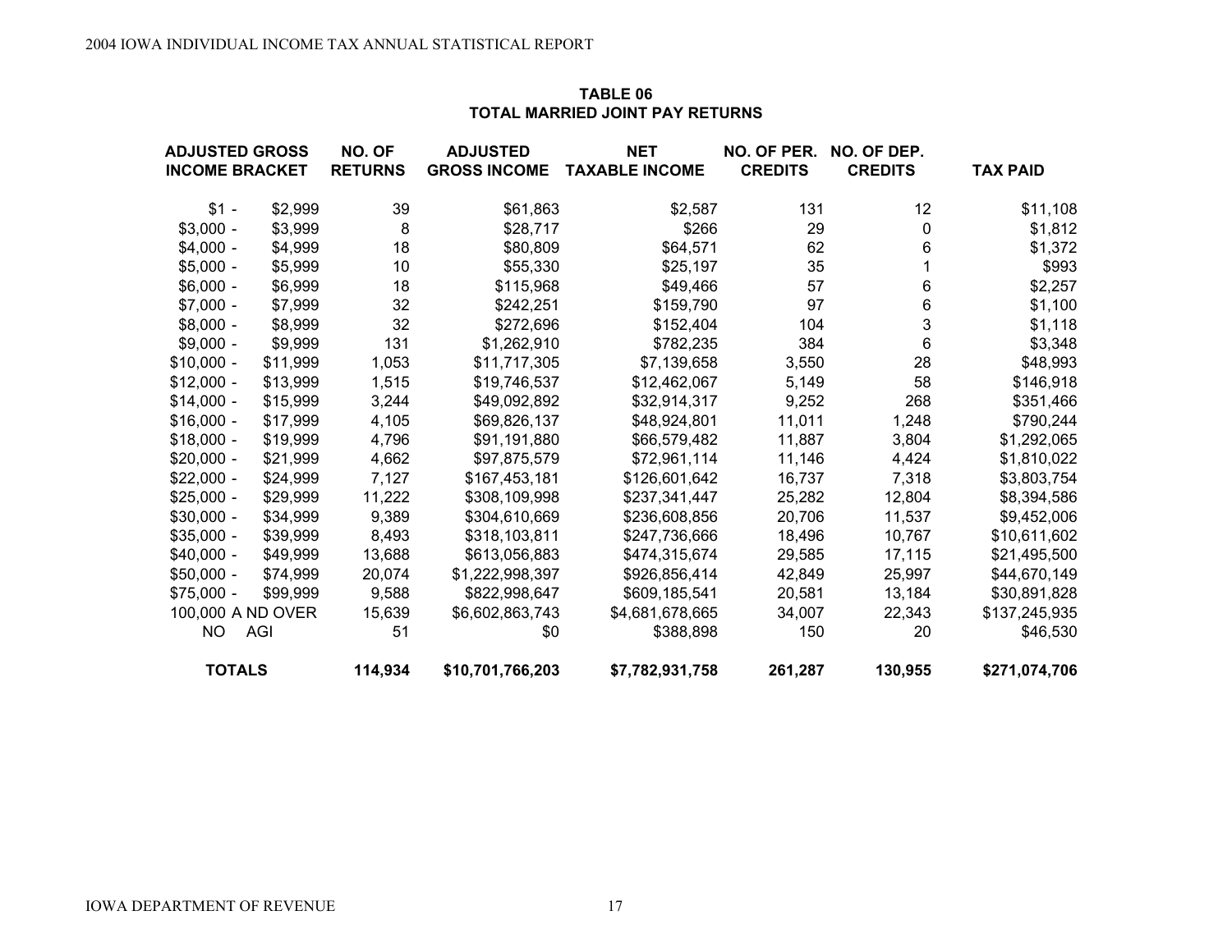## TABLE 06
## TOTAL MARRIED JOINT PAY RETURNS

| ADJUSTED GROSS INCOME BRACKET | NO. OF RETURNS | ADJUSTED GROSS INCOME | NET TAXABLE INCOME | NO. OF PER. CREDITS | NO. OF DEP. CREDITS | TAX PAID |
|---|---|---|---|---|---|---|
| $1 - $2,999 | 39 | $61,863 | $2,587 | 131 | 12 | $11,108 |
| $3,000 - $3,999 | 8 | $28,717 | $266 | 29 | 0 | $1,812 |
| $4,000 - $4,999 | 18 | $80,809 | $64,571 | 62 | 6 | $1,372 |
| $5,000 - $5,999 | 10 | $55,330 | $25,197 | 35 | 1 | $993 |
| $6,000 - $6,999 | 18 | $115,968 | $49,466 | 57 | 6 | $2,257 |
| $7,000 - $7,999 | 32 | $242,251 | $159,790 | 97 | 6 | $1,100 |
| $8,000 - $8,999 | 32 | $272,696 | $152,404 | 104 | 3 | $1,118 |
| $9,000 - $9,999 | 131 | $1,262,910 | $782,235 | 384 | 6 | $3,348 |
| $10,000 - $11,999 | 1,053 | $11,717,305 | $7,139,658 | 3,550 | 28 | $48,993 |
| $12,000 - $13,999 | 1,515 | $19,746,537 | $12,462,067 | 5,149 | 58 | $146,918 |
| $14,000 - $15,999 | 3,244 | $49,092,892 | $32,914,317 | 9,252 | 268 | $351,466 |
| $16,000 - $17,999 | 4,105 | $69,826,137 | $48,924,801 | 11,011 | 1,248 | $790,244 |
| $18,000 - $19,999 | 4,796 | $91,191,880 | $66,579,482 | 11,887 | 3,804 | $1,292,065 |
| $20,000 - $21,999 | 4,662 | $97,875,579 | $72,961,114 | 11,146 | 4,424 | $1,810,022 |
| $22,000 - $24,999 | 7,127 | $167,453,181 | $126,601,642 | 16,737 | 7,318 | $3,803,754 |
| $25,000 - $29,999 | 11,222 | $308,109,998 | $237,341,447 | 25,282 | 12,804 | $8,394,586 |
| $30,000 - $34,999 | 9,389 | $304,610,669 | $236,608,856 | 20,706 | 11,537 | $9,452,006 |
| $35,000 - $39,999 | 8,493 | $318,103,811 | $247,736,666 | 18,496 | 10,767 | $10,611,602 |
| $40,000 - $49,999 | 13,688 | $613,056,883 | $474,315,674 | 29,585 | 17,115 | $21,495,500 |
| $50,000 - $74,999 | 20,074 | $1,222,998,397 | $926,856,414 | 42,849 | 25,997 | $44,670,149 |
| $75,000 - $99,999 | 9,588 | $822,998,647 | $609,185,541 | 20,581 | 13,184 | $30,891,828 |
| 100,000 A ND OVER | 15,639 | $6,602,863,743 | $4,681,678,665 | 34,007 | 22,343 | $137,245,935 |
| NO AGI | 51 | $0 | $388,898 | 150 | 20 | $46,530 |
| **TOTALS** | **114,934** | **$10,701,766,203** | **$7,782,931,758** | **261,287** | **130,955** | **$271,074,706** |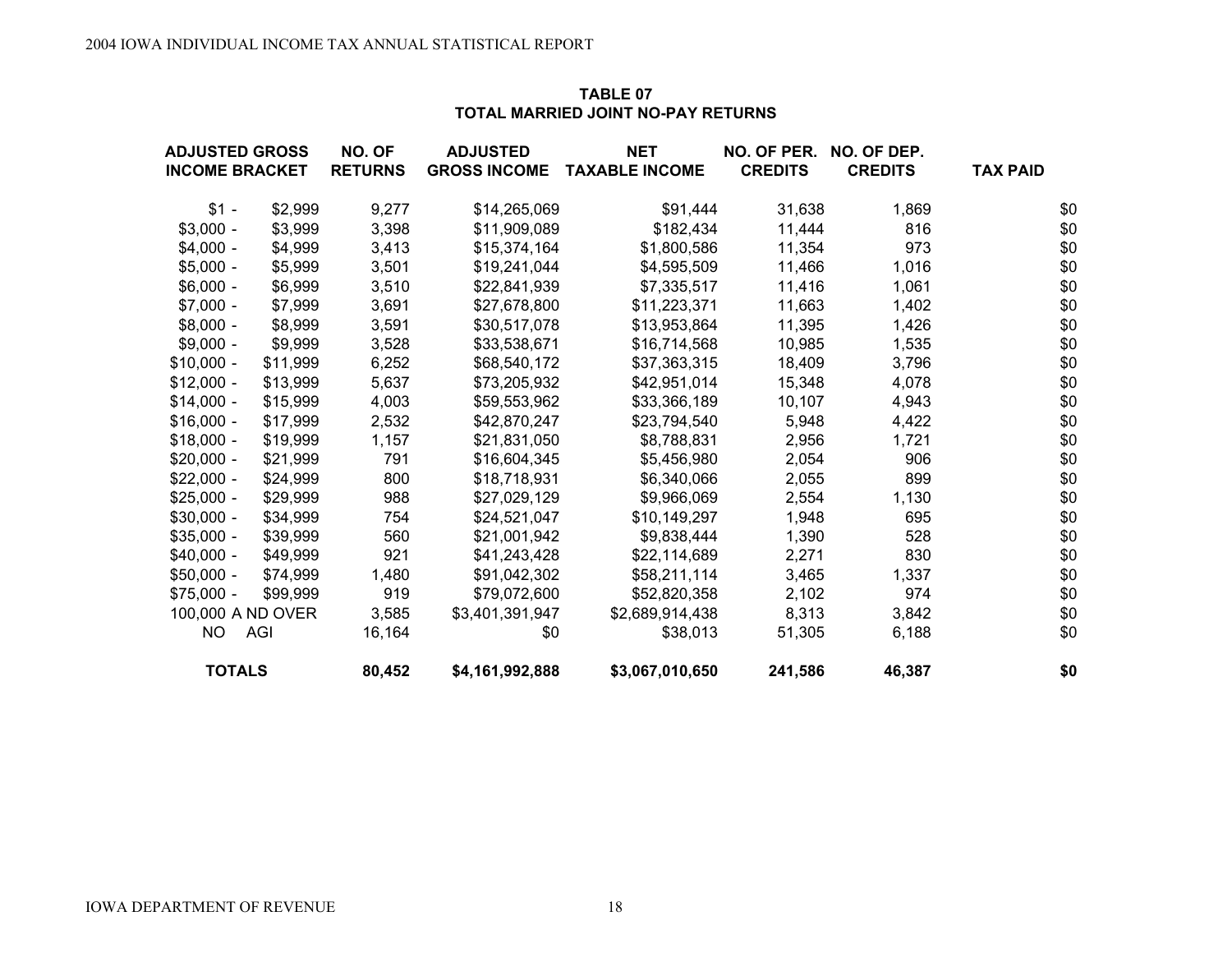## TABLE 07
## TOTAL MARRIED JOINT NO-PAY RETURNS

| ADJUSTED GROSS INCOME BRACKET | NO. OF RETURNS | ADJUSTED GROSS INCOME | NET TAXABLE INCOME | NO. OF PER. CREDITS | NO. OF DEP. CREDITS | TAX PAID |
|---|---|---|---|---|---|---|
| $1 - $2,999 | 9,277 | $14,265,069 | $91,444 | 31,638 | 1,869 | $0 |
| $3,000 - $3,999 | 3,398 | $11,909,089 | $182,434 | 11,444 | 816 | $0 |
| $4,000 - $4,999 | 3,413 | $15,374,164 | $1,800,586 | 11,354 | 973 | $0 |
| $5,000 - $5,999 | 3,501 | $19,241,044 | $4,595,509 | 11,466 | 1,016 | $0 |
| $6,000 - $6,999 | 3,510 | $22,841,939 | $7,335,517 | 11,416 | 1,061 | $0 |
| $7,000 - $7,999 | 3,691 | $27,678,800 | $11,223,371 | 11,663 | 1,402 | $0 |
| $8,000 - $8,999 | 3,591 | $30,517,078 | $13,953,864 | 11,395 | 1,426 | $0 |
| $9,000 - $9,999 | 3,528 | $33,538,671 | $16,714,568 | 10,985 | 1,535 | $0 |
| $10,000 - $11,999 | 6,252 | $68,540,172 | $37,363,315 | 18,409 | 3,796 | $0 |
| $12,000 - $13,999 | 5,637 | $73,205,932 | $42,951,014 | 15,348 | 4,078 | $0 |
| $14,000 - $15,999 | 4,003 | $59,553,962 | $33,366,189 | 10,107 | 4,943 | $0 |
| $16,000 - $17,999 | 2,532 | $42,870,247 | $23,794,540 | 5,948 | 4,422 | $0 |
| $18,000 - $19,999 | 1,157 | $21,831,050 | $8,788,831 | 2,956 | 1,721 | $0 |
| $20,000 - $21,999 | 791 | $16,604,345 | $5,456,980 | 2,054 | 906 | $0 |
| $22,000 - $24,999 | 800 | $18,718,931 | $6,340,066 | 2,055 | 899 | $0 |
| $25,000 - $29,999 | 988 | $27,029,129 | $9,966,069 | 2,554 | 1,130 | $0 |
| $30,000 - $34,999 | 754 | $24,521,047 | $10,149,297 | 1,948 | 695 | $0 |
| $35,000 - $39,999 | 560 | $21,001,942 | $9,838,444 | 1,390 | 528 | $0 |
| $40,000 - $49,999 | 921 | $41,243,428 | $22,114,689 | 2,271 | 830 | $0 |
| $50,000 - $74,999 | 1,480 | $91,042,302 | $58,211,114 | 3,465 | 1,337 | $0 |
| $75,000 - $99,999 | 919 | $79,072,600 | $52,820,358 | 2,102 | 974 | $0 |
| 100,000 A ND OVER | 3,585 | $3,401,391,947 | $2,689,914,438 | 8,313 | 3,842 | $0 |
| NO AGI | 16,164 | $0 | $38,013 | 51,305 | 6,188 | $0 |
| **TOTALS** | **80,452** | **$4,161,992,888** | **$3,067,010,650** | **241,586** | **46,387** | **$0** |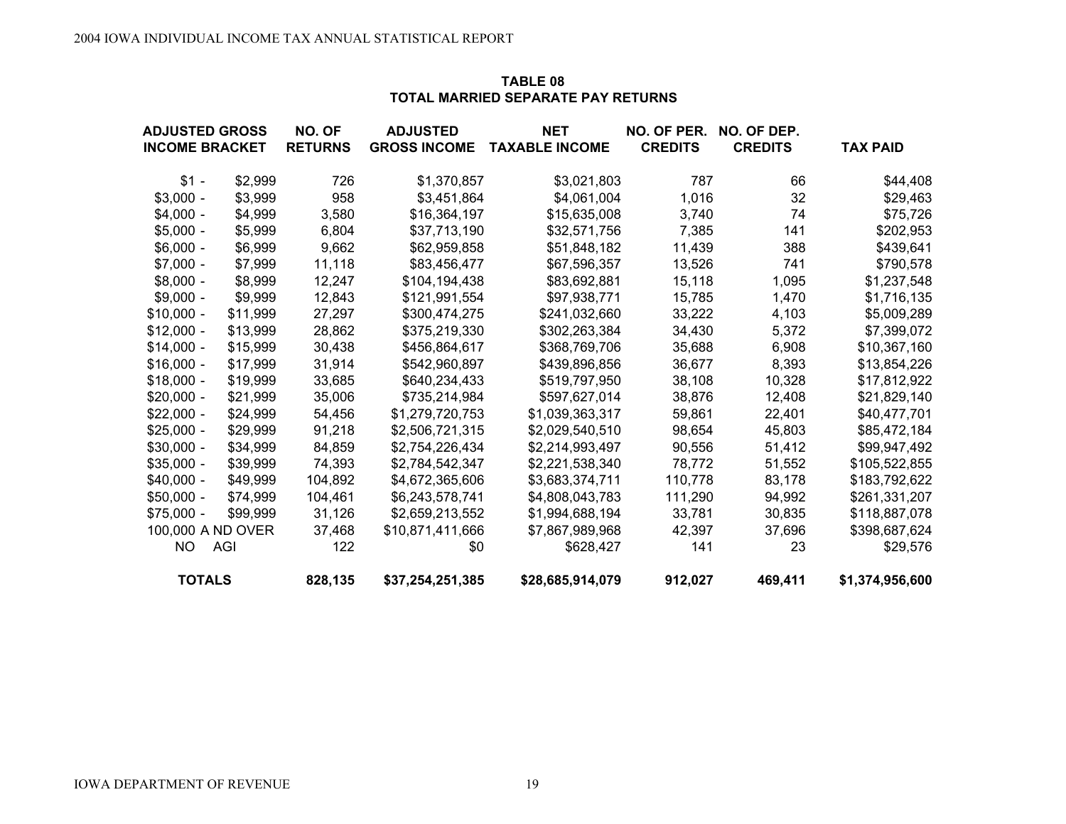## TABLE 08
## TOTAL MARRIED SEPARATE PAY RETURNS

| ADJUSTED GROSS INCOME BRACKET | NO. OF RETURNS | ADJUSTED GROSS INCOME | NET TAXABLE INCOME | NO. OF PER. CREDITS | NO. OF DEP. CREDITS | TAX PAID |
|---|---|---|---|---|---|---|
| $1 - $2,999 | 726 | $1,370,857 | $3,021,803 | 787 | 66 | $44,408 |
| $3,000 - $3,999 | 958 | $3,451,864 | $4,061,004 | 1,016 | 32 | $29,463 |
| $4,000 - $4,999 | 3,580 | $16,364,197 | $15,635,008 | 3,740 | 74 | $75,726 |
| $5,000 - $5,999 | 6,804 | $37,713,190 | $32,571,756 | 7,385 | 141 | $202,953 |
| $6,000 - $6,999 | 9,662 | $62,959,858 | $51,848,182 | 11,439 | 388 | $439,641 |
| $7,000 - $7,999 | 11,118 | $83,456,477 | $67,596,357 | 13,526 | 741 | $790,578 |
| $8,000 - $8,999 | 12,247 | $104,194,438 | $83,692,881 | 15,118 | 1,095 | $1,237,548 |
| $9,000 - $9,999 | 12,843 | $121,991,554 | $97,938,771 | 15,785 | 1,470 | $1,716,135 |
| $10,000 - $11,999 | 27,297 | $300,474,275 | $241,032,660 | 33,222 | 4,103 | $5,009,289 |
| $12,000 - $13,999 | 28,862 | $375,219,330 | $302,263,384 | 34,430 | 5,372 | $7,399,072 |
| $14,000 - $15,999 | 30,438 | $456,864,617 | $368,769,706 | 35,688 | 6,908 | $10,367,160 |
| $16,000 - $17,999 | 31,914 | $542,960,897 | $439,896,856 | 36,677 | 8,393 | $13,854,226 |
| $18,000 - $19,999 | 33,685 | $640,234,433 | $519,797,950 | 38,108 | 10,328 | $17,812,922 |
| $20,000 - $21,999 | 35,006 | $735,214,984 | $597,627,014 | 38,876 | 12,408 | $21,829,140 |
| $22,000 - $24,999 | 54,456 | $1,279,720,753 | $1,039,363,317 | 59,861 | 22,401 | $40,477,701 |
| $25,000 - $29,999 | 91,218 | $2,506,721,315 | $2,029,540,510 | 98,654 | 45,803 | $85,472,184 |
| $30,000 - $34,999 | 84,859 | $2,754,226,434 | $2,214,993,497 | 90,556 | 51,412 | $99,947,492 |
| $35,000 - $39,999 | 74,393 | $2,784,542,347 | $2,221,538,340 | 78,772 | 51,552 | $105,522,855 |
| $40,000 - $49,999 | 104,892 | $4,672,365,606 | $3,683,374,711 | 110,778 | 83,178 | $183,792,622 |
| $50,000 - $74,999 | 104,461 | $6,243,578,741 | $4,808,043,783 | 111,290 | 94,992 | $261,331,207 |
| $75,000 - $99,999 | 31,126 | $2,659,213,552 | $1,994,688,194 | 33,781 | 30,835 | $118,887,078 |
| 100,000 A ND OVER | 37,468 | $10,871,411,666 | $7,867,989,968 | 42,397 | 37,696 | $398,687,624 |
| NO AGI | 122 | $0 | $628,427 | 141 | 23 | $29,576 |
| **TOTALS** | **828,135** | **$37,254,251,385** | **$28,685,914,079** | **912,027** | **469,411** | **$1,374,956,600** |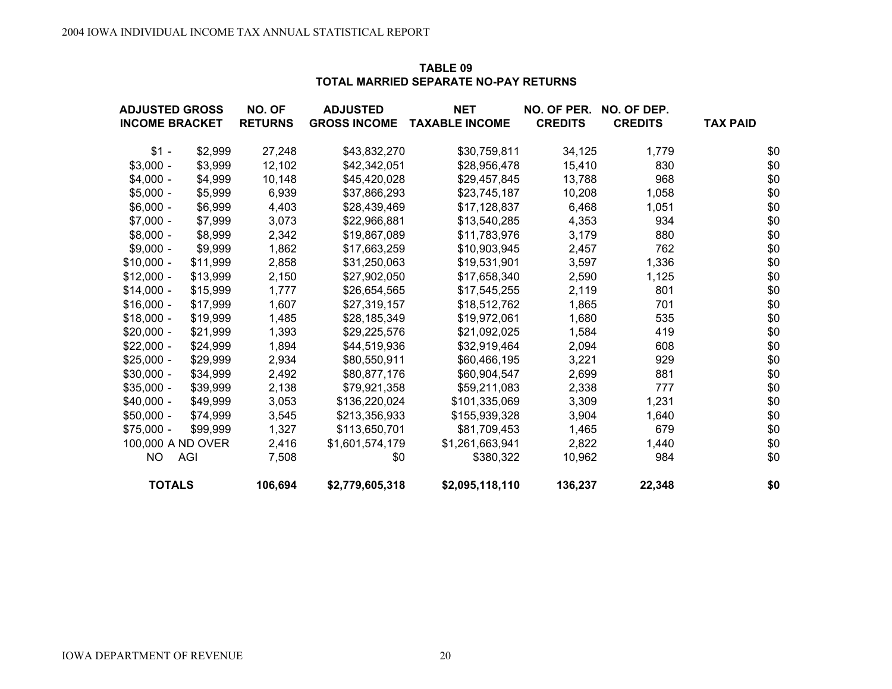## TABLE 09
## TOTAL MARRIED SEPARATE NO-PAY RETURNS

| ADJUSTED GROSS INCOME BRACKET | NO. OF RETURNS | ADJUSTED GROSS INCOME | NET TAXABLE INCOME | NO. OF PER. CREDITS | NO. OF DEP. CREDITS | TAX PAID |
|---|---|---|---|---|---|---|
| $1 - $2,999 | 27,248 | $43,832,270 | $30,759,811 | 34,125 | 1,779 | $0 |
| $3,000 - $3,999 | 12,102 | $42,342,051 | $28,956,478 | 15,410 | 830 | $0 |
| $4,000 - $4,999 | 10,148 | $45,420,028 | $29,457,845 | 13,788 | 968 | $0 |
| $5,000 - $5,999 | 6,939 | $37,866,293 | $23,745,187 | 10,208 | 1,058 | $0 |
| $6,000 - $6,999 | 4,403 | $28,439,469 | $17,128,837 | 6,468 | 1,051 | $0 |
| $7,000 - $7,999 | 3,073 | $22,966,881 | $13,540,285 | 4,353 | 934 | $0 |
| $8,000 - $8,999 | 2,342 | $19,867,089 | $11,783,976 | 3,179 | 880 | $0 |
| $9,000 - $9,999 | 1,862 | $17,663,259 | $10,903,945 | 2,457 | 762 | $0 |
| $10,000 - $11,999 | 2,858 | $31,250,063 | $19,531,901 | 3,597 | 1,336 | $0 |
| $12,000 - $13,999 | 2,150 | $27,902,050 | $17,658,340 | 2,590 | 1,125 | $0 |
| $14,000 - $15,999 | 1,777 | $26,654,565 | $17,545,255 | 2,119 | 801 | $0 |
| $16,000 - $17,999 | 1,607 | $27,319,157 | $18,512,762 | 1,865 | 701 | $0 |
| $18,000 - $19,999 | 1,485 | $28,185,349 | $19,972,061 | 1,680 | 535 | $0 |
| $20,000 - $21,999 | 1,393 | $29,225,576 | $21,092,025 | 1,584 | 419 | $0 |
| $22,000 - $24,999 | 1,894 | $44,519,936 | $32,919,464 | 2,094 | 608 | $0 |
| $25,000 - $29,999 | 2,934 | $80,550,911 | $60,466,195 | 3,221 | 929 | $0 |
| $30,000 - $34,999 | 2,492 | $80,877,176 | $60,904,547 | 2,699 | 881 | $0 |
| $35,000 - $39,999 | 2,138 | $79,921,358 | $59,211,083 | 2,338 | 777 | $0 |
| $40,000 - $49,999 | 3,053 | $136,220,024 | $101,335,069 | 3,309 | 1,231 | $0 |
| $50,000 - $74,999 | 3,545 | $213,356,933 | $155,939,328 | 3,904 | 1,640 | $0 |
| $75,000 - $99,999 | 1,327 | $113,650,701 | $81,709,453 | 1,465 | 679 | $0 |
| 100,000 A ND OVER | 2,416 | $1,601,574,179 | $1,261,663,941 | 2,822 | 1,440 | $0 |
| NO AGI | 7,508 | $0 | $380,322 | 10,962 | 984 | $0 |
| **TOTALS** | **106,694** | **$2,779,605,318** | **$2,095,118,110** | **136,237** | **22,348** | **$0** |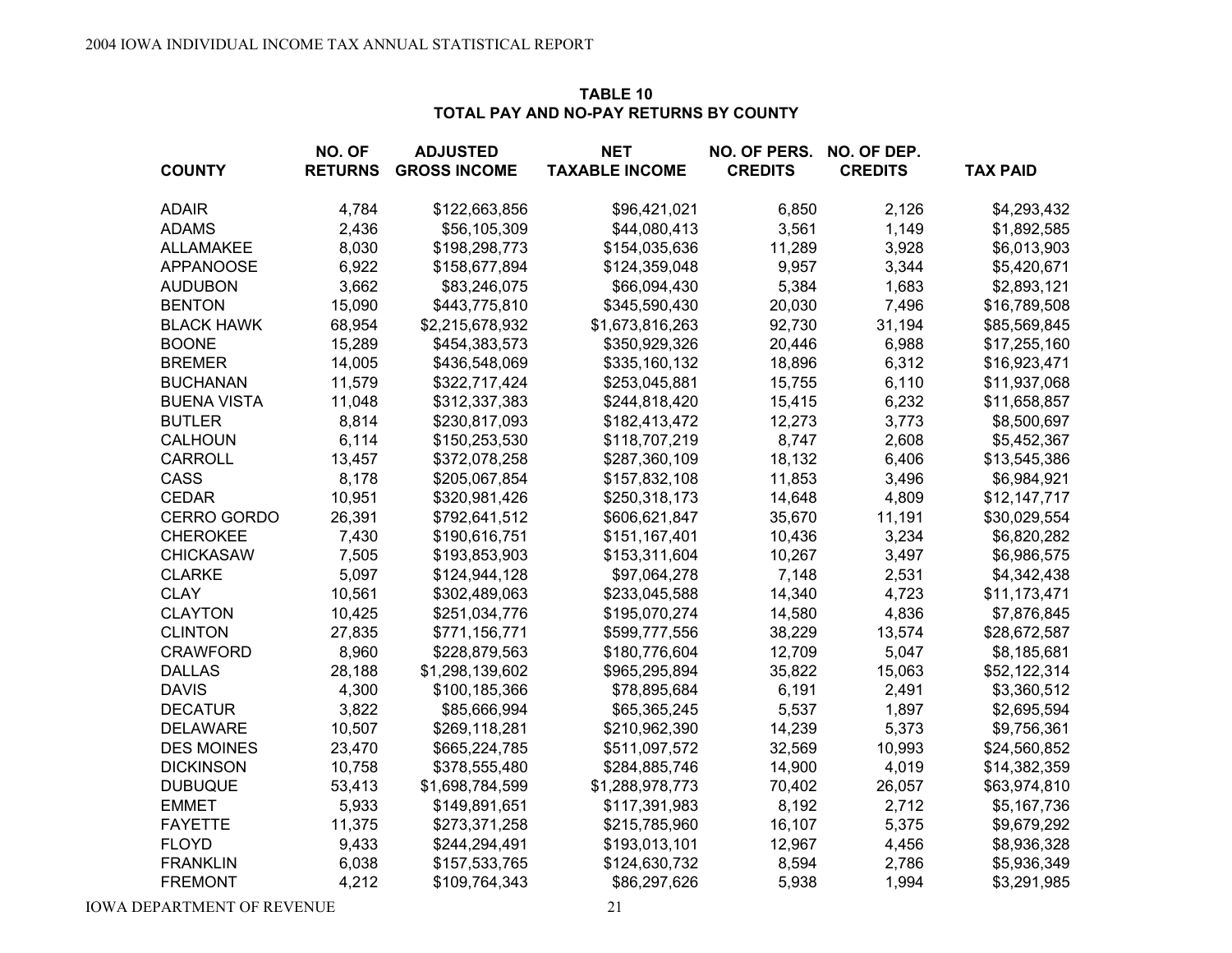**TABLE 10**
**TOTAL PAY AND NO-PAY RETURNS BY COUNTY**

| COUNTY | NO. OF RETURNS | ADJUSTED GROSS INCOME | NET TAXABLE INCOME | NO. OF PERS. CREDITS | NO. OF DEP. CREDITS | TAX PAID |
|---|---|---|---|---|---|---|
| ADAIR | 4,784 | $122,663,856 | $96,421,021 | 6,850 | 2,126 | $4,293,432 |
| ADAMS | 2,436 | $56,105,309 | $44,080,413 | 3,561 | 1,149 | $1,892,585 |
| ALLAMAKEE | 8,030 | $198,298,773 | $154,035,636 | 11,289 | 3,928 | $6,013,903 |
| APPANOOSE | 6,922 | $158,677,894 | $124,359,048 | 9,957 | 3,344 | $5,420,671 |
| AUDUBON | 3,662 | $83,246,075 | $66,094,430 | 5,384 | 1,683 | $2,893,121 |
| BENTON | 15,090 | $443,775,810 | $345,590,430 | 20,030 | 7,496 | $16,789,508 |
| BLACK HAWK | 68,954 | $2,215,678,932 | $1,673,816,263 | 92,730 | 31,194 | $85,569,845 |
| BOONE | 15,289 | $454,383,573 | $350,929,326 | 20,446 | 6,988 | $17,255,160 |
| BREMER | 14,005 | $436,548,069 | $335,160,132 | 18,896 | 6,312 | $16,923,471 |
| BUCHANAN | 11,579 | $322,717,424 | $253,045,881 | 15,755 | 6,110 | $11,937,068 |
| BUENA VISTA | 11,048 | $312,337,383 | $244,818,420 | 15,415 | 6,232 | $11,658,857 |
| BUTLER | 8,814 | $230,817,093 | $182,413,472 | 12,273 | 3,773 | $8,500,697 |
| CALHOUN | 6,114 | $150,253,530 | $118,707,219 | 8,747 | 2,608 | $5,452,367 |
| CARROLL | 13,457 | $372,078,258 | $287,360,109 | 18,132 | 6,406 | $13,545,386 |
| CASS | 8,178 | $205,067,854 | $157,832,108 | 11,853 | 3,496 | $6,984,921 |
| CEDAR | 10,951 | $320,981,426 | $250,318,173 | 14,648 | 4,809 | $12,147,717 |
| CERRO GORDO | 26,391 | $792,641,512 | $606,621,847 | 35,670 | 11,191 | $30,029,554 |
| CHEROKEE | 7,430 | $190,616,751 | $151,167,401 | 10,436 | 3,234 | $6,820,282 |
| CHICKASAW | 7,505 | $193,853,903 | $153,311,604 | 10,267 | 3,497 | $6,986,575 |
| CLARKE | 5,097 | $124,944,128 | $97,064,278 | 7,148 | 2,531 | $4,342,438 |
| CLAY | 10,561 | $302,489,063 | $233,045,588 | 14,340 | 4,723 | $11,173,471 |
| CLAYTON | 10,425 | $251,034,776 | $195,070,274 | 14,580 | 4,836 | $7,876,845 |
| CLINTON | 27,835 | $771,156,771 | $599,777,556 | 38,229 | 13,574 | $28,672,587 |
| CRAWFORD | 8,960 | $228,879,563 | $180,776,604 | 12,709 | 5,047 | $8,185,681 |
| DALLAS | 28,188 | $1,298,139,602 | $965,295,894 | 35,822 | 15,063 | $52,122,314 |
| DAVIS | 4,300 | $100,185,366 | $78,895,684 | 6,191 | 2,491 | $3,360,512 |
| DECATUR | 3,822 | $85,666,994 | $65,365,245 | 5,537 | 1,897 | $2,695,594 |
| DELAWARE | 10,507 | $269,118,281 | $210,962,390 | 14,239 | 5,373 | $9,756,361 |
| DES MOINES | 23,470 | $665,224,785 | $511,097,572 | 32,569 | 10,993 | $24,560,852 |
| DICKINSON | 10,758 | $378,555,480 | $284,885,746 | 14,900 | 4,019 | $14,382,359 |
| DUBUQUE | 53,413 | $1,698,784,599 | $1,288,978,773 | 70,402 | 26,057 | $63,974,810 |
| EMMET | 5,933 | $149,891,651 | $117,391,983 | 8,192 | 2,712 | $5,167,736 |
| FAYETTE | 11,375 | $273,371,258 | $215,785,960 | 16,107 | 5,375 | $9,679,292 |
| FLOYD | 9,433 | $244,294,491 | $193,013,101 | 12,967 | 4,456 | $8,936,328 |
| FRANKLIN | 6,038 | $157,533,765 | $124,630,732 | 8,594 | 2,786 | $5,936,349 |
| FREMONT | 4,212 | $109,764,343 | $86,297,626 | 5,938 | 1,994 | $3,291,985 |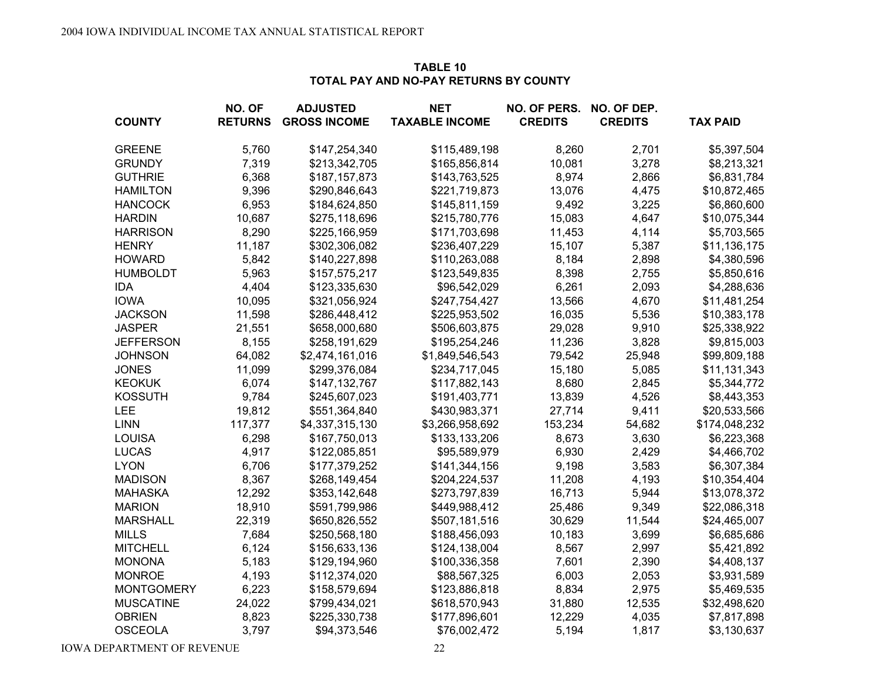**TABLE 10**
**TOTAL PAY AND NO-PAY RETURNS BY COUNTY**

| COUNTY | NO. OF RETURNS | ADJUSTED GROSS INCOME | NET TAXABLE INCOME | NO. OF PERS. CREDITS | NO. OF DEP. CREDITS | TAX PAID |
|---|---|---|---|---|---|---|
| GREENE | 5,760 | $147,254,340 | $115,489,198 | 8,260 | 2,701 | $5,397,504 |
| GRUNDY | 7,319 | $213,342,705 | $165,856,814 | 10,081 | 3,278 | $8,213,321 |
| GUTHRIE | 6,368 | $187,157,873 | $143,763,525 | 8,974 | 2,866 | $6,831,784 |
| HAMILTON | 9,396 | $290,846,643 | $221,719,873 | 13,076 | 4,475 | $10,872,465 |
| HANCOCK | 6,953 | $184,624,850 | $145,811,159 | 9,492 | 3,225 | $6,860,600 |
| HARDIN | 10,687 | $275,118,696 | $215,780,776 | 15,083 | 4,647 | $10,075,344 |
| HARRISON | 8,290 | $225,166,959 | $171,703,698 | 11,453 | 4,114 | $5,703,565 |
| HENRY | 11,187 | $302,306,082 | $236,407,229 | 15,107 | 5,387 | $11,136,175 |
| HOWARD | 5,842 | $140,227,898 | $110,263,088 | 8,184 | 2,898 | $4,380,596 |
| HUMBOLDT | 5,963 | $157,575,217 | $123,549,835 | 8,398 | 2,755 | $5,850,616 |
| IDA | 4,404 | $123,335,630 | $96,542,029 | 6,261 | 2,093 | $4,288,636 |
| IOWA | 10,095 | $321,056,924 | $247,754,427 | 13,566 | 4,670 | $11,481,254 |
| JACKSON | 11,598 | $286,448,412 | $225,953,502 | 16,035 | 5,536 | $10,383,178 |
| JASPER | 21,551 | $658,000,680 | $506,603,875 | 29,028 | 9,910 | $25,338,922 |
| JEFFERSON | 8,155 | $258,191,629 | $195,254,246 | 11,236 | 3,828 | $9,815,003 |
| JOHNSON | 64,082 | $2,474,161,016 | $1,849,546,543 | 79,542 | 25,948 | $99,809,188 |
| JONES | 11,099 | $299,376,084 | $234,717,045 | 15,180 | 5,085 | $11,131,343 |
| KEOKUK | 6,074 | $147,132,767 | $117,882,143 | 8,680 | 2,845 | $5,344,772 |
| KOSSUTH | 9,784 | $245,607,023 | $191,403,771 | 13,839 | 4,526 | $8,443,353 |
| LEE | 19,812 | $551,364,840 | $430,983,371 | 27,714 | 9,411 | $20,533,566 |
| LINN | 117,377 | $4,337,315,130 | $3,266,958,692 | 153,234 | 54,682 | $174,048,232 |
| LOUISA | 6,298 | $167,750,013 | $133,133,206 | 8,673 | 3,630 | $6,223,368 |
| LUCAS | 4,917 | $122,085,851 | $95,589,979 | 6,930 | 2,429 | $4,466,702 |
| LYON | 6,706 | $177,379,252 | $141,344,156 | 9,198 | 3,583 | $6,307,384 |
| MADISON | 8,367 | $268,149,454 | $204,224,537 | 11,208 | 4,193 | $10,354,404 |
| MAHASKA | 12,292 | $353,142,648 | $273,797,839 | 16,713 | 5,944 | $13,078,372 |
| MARION | 18,910 | $591,799,986 | $449,988,412 | 25,486 | 9,349 | $22,086,318 |
| MARSHALL | 22,319 | $650,826,552 | $507,181,516 | 30,629 | 11,544 | $24,465,007 |
| MILLS | 7,684 | $250,568,180 | $188,456,093 | 10,183 | 3,699 | $6,685,686 |
| MITCHELL | 6,124 | $156,633,136 | $124,138,004 | 8,567 | 2,997 | $5,421,892 |
| MONONA | 5,183 | $129,194,960 | $100,336,358 | 7,601 | 2,390 | $4,408,137 |
| MONROE | 4,193 | $112,374,020 | $88,567,325 | 6,003 | 2,053 | $3,931,589 |
| MONTGOMERY | 6,223 | $158,579,694 | $123,886,818 | 8,834 | 2,975 | $5,469,535 |
| MUSCATINE | 24,022 | $799,434,021 | $618,570,943 | 31,880 | 12,535 | $32,498,620 |
| OBRIEN | 8,823 | $225,330,738 | $177,896,601 | 12,229 | 4,035 | $7,817,898 |
| OSCEOLA | 3,797 | $94,373,546 | $76,002,472 | 5,194 | 1,817 | $3,130,637 |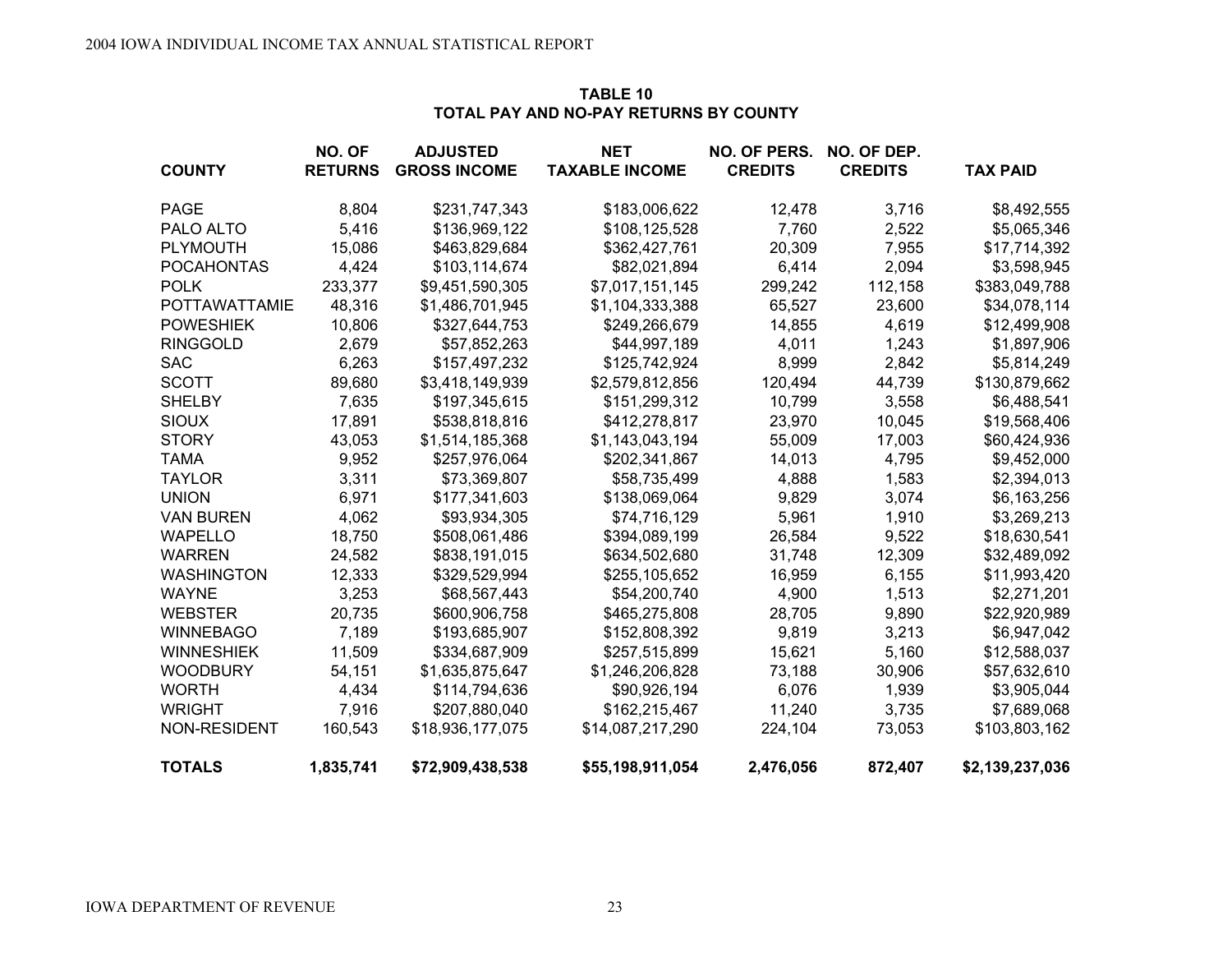**TABLE 10**
**TOTAL PAY AND NO-PAY RETURNS BY COUNTY**

| COUNTY | NO. OF RETURNS | ADJUSTED GROSS INCOME | NET TAXABLE INCOME | NO. OF PERS. CREDITS | NO. OF DEP. CREDITS | TAX PAID |
|---|---|---|---|---|---|---|
| PAGE | 8,804 | $231,747,343 | $183,006,622 | 12,478 | 3,716 | $8,492,555 |
| PALO ALTO | 5,416 | $136,969,122 | $108,125,528 | 7,760 | 2,522 | $5,065,346 |
| PLYMOUTH | 15,086 | $463,829,684 | $362,427,761 | 20,309 | 7,955 | $17,714,392 |
| POCAHONTAS | 4,424 | $103,114,674 | $82,021,894 | 6,414 | 2,094 | $3,598,945 |
| POLK | 233,377 | $9,451,590,305 | $7,017,151,145 | 299,242 | 112,158 | $383,049,788 |
| POTTAWATTAMIE | 48,316 | $1,486,701,945 | $1,104,333,388 | 65,527 | 23,600 | $34,078,114 |
| POWESHIEK | 10,806 | $327,644,753 | $249,266,679 | 14,855 | 4,619 | $12,499,908 |
| RINGGOLD | 2,679 | $57,852,263 | $44,997,189 | 4,011 | 1,243 | $1,897,906 |
| SAC | 6,263 | $157,497,232 | $125,742,924 | 8,999 | 2,842 | $5,814,249 |
| SCOTT | 89,680 | $3,418,149,939 | $2,579,812,856 | 120,494 | 44,739 | $130,879,662 |
| SHELBY | 7,635 | $197,345,615 | $151,299,312 | 10,799 | 3,558 | $6,488,541 |
| SIOUX | 17,891 | $538,818,816 | $412,278,817 | 23,970 | 10,045 | $19,568,406 |
| STORY | 43,053 | $1,514,185,368 | $1,143,043,194 | 55,009 | 17,003 | $60,424,936 |
| TAMA | 9,952 | $257,976,064 | $202,341,867 | 14,013 | 4,795 | $9,452,000 |
| TAYLOR | 3,311 | $73,369,807 | $58,735,499 | 4,888 | 1,583 | $2,394,013 |
| UNION | 6,971 | $177,341,603 | $138,069,064 | 9,829 | 3,074 | $6,163,256 |
| VAN BUREN | 4,062 | $93,934,305 | $74,716,129 | 5,961 | 1,910 | $3,269,213 |
| WAPELLO | 18,750 | $508,061,486 | $394,089,199 | 26,584 | 9,522 | $18,630,541 |
| WARREN | 24,582 | $838,191,015 | $634,502,680 | 31,748 | 12,309 | $32,489,092 |
| WASHINGTON | 12,333 | $329,529,994 | $255,105,652 | 16,959 | 6,155 | $11,993,420 |
| WAYNE | 3,253 | $68,567,443 | $54,200,740 | 4,900 | 1,513 | $2,271,201 |
| WEBSTER | 20,735 | $600,906,758 | $465,275,808 | 28,705 | 9,890 | $22,920,989 |
| WINNEBAGO | 7,189 | $193,685,907 | $152,808,392 | 9,819 | 3,213 | $6,947,042 |
| WINNESHIEK | 11,509 | $334,687,909 | $257,515,899 | 15,621 | 5,160 | $12,588,037 |
| WOODBURY | 54,151 | $1,635,875,647 | $1,246,206,828 | 73,188 | 30,906 | $57,632,610 |
| WORTH | 4,434 | $114,794,636 | $90,926,194 | 6,076 | 1,939 | $3,905,044 |
| WRIGHT | 7,916 | $207,880,040 | $162,215,467 | 11,240 | 3,735 | $7,689,068 |
| NON-RESIDENT | 160,543 | $18,936,177,075 | $14,087,217,290 | 224,104 | 73,053 | $103,803,162 |
| **TOTALS** | **1,835,741** | **$72,909,438,538** | **$55,198,911,054** | **2,476,056** | **872,407** | **$2,139,237,036** |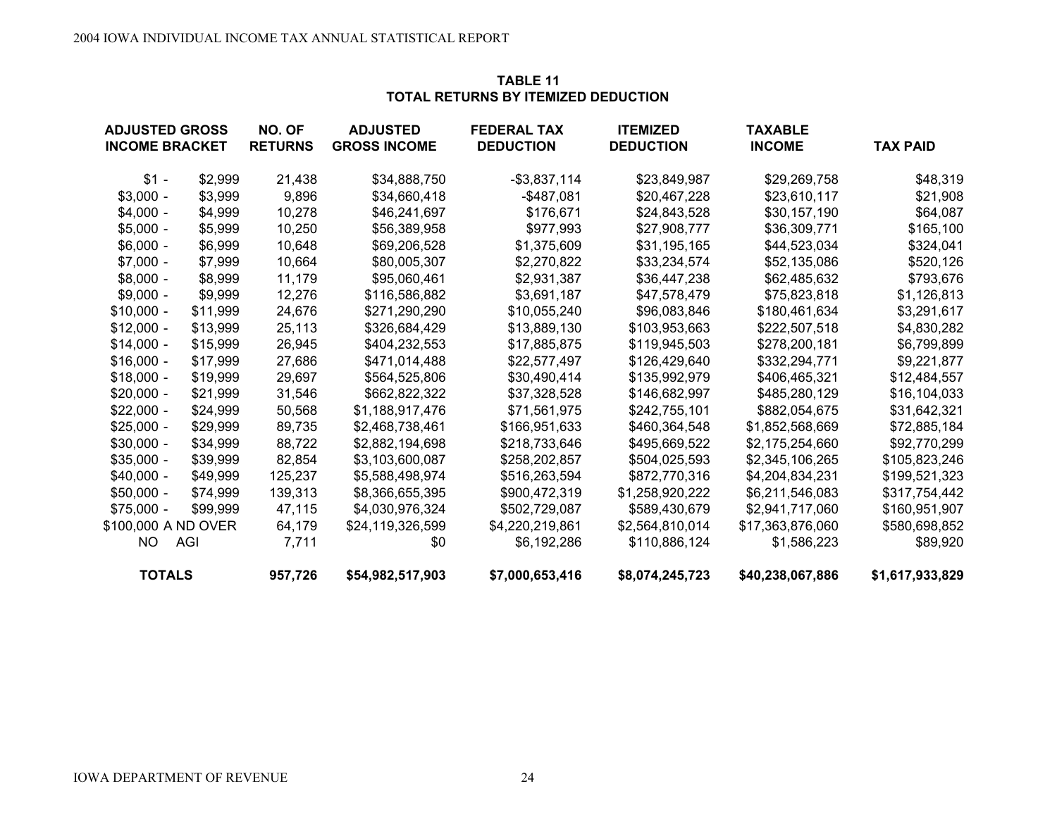## TABLE 11
## TOTAL RETURNS BY ITEMIZED DEDUCTION

| ADJUSTED GROSS INCOME BRACKET | NO. OF RETURNS | ADJUSTED GROSS INCOME | FEDERAL TAX DEDUCTION | ITEMIZED DEDUCTION | TAXABLE INCOME | TAX PAID |
|---|---|---|---|---|---|---|
| $1 - $2,999 | 21,438 | $34,888,750 | -$3,837,114 | $23,849,987 | $29,269,758 | $48,319 |
| $3,000 - $3,999 | 9,896 | $34,660,418 | -$487,081 | $20,467,228 | $23,610,117 | $21,908 |
| $4,000 - $4,999 | 10,278 | $46,241,697 | $176,671 | $24,843,528 | $30,157,190 | $64,087 |
| $5,000 - $5,999 | 10,250 | $56,389,958 | $977,993 | $27,908,777 | $36,309,771 | $165,100 |
| $6,000 - $6,999 | 10,648 | $69,206,528 | $1,375,609 | $31,195,165 | $44,523,034 | $324,041 |
| $7,000 - $7,999 | 10,664 | $80,005,307 | $2,270,822 | $33,234,574 | $52,135,086 | $520,126 |
| $8,000 - $8,999 | 11,179 | $95,060,461 | $2,931,387 | $36,447,238 | $62,485,632 | $793,676 |
| $9,000 - $9,999 | 12,276 | $116,586,882 | $3,691,187 | $47,578,479 | $75,823,818 | $1,126,813 |
| $10,000 - $11,999 | 24,676 | $271,290,290 | $10,055,240 | $96,083,846 | $180,461,634 | $3,291,617 |
| $12,000 - $13,999 | 25,113 | $326,684,429 | $13,889,130 | $103,953,663 | $222,507,518 | $4,830,282 |
| $14,000 - $15,999 | 26,945 | $404,232,553 | $17,885,875 | $119,945,503 | $278,200,181 | $6,799,899 |
| $16,000 - $17,999 | 27,686 | $471,014,488 | $22,577,497 | $126,429,640 | $332,294,771 | $9,221,877 |
| $18,000 - $19,999 | 29,697 | $564,525,806 | $30,490,414 | $135,992,979 | $406,465,321 | $12,484,557 |
| $20,000 - $21,999 | 31,546 | $662,822,322 | $37,328,528 | $146,682,997 | $485,280,129 | $16,104,033 |
| $22,000 - $24,999 | 50,568 | $1,188,917,476 | $71,561,975 | $242,755,101 | $882,054,675 | $31,642,321 |
| $25,000 - $29,999 | 89,735 | $2,468,738,461 | $166,951,633 | $460,364,548 | $1,852,568,669 | $72,885,184 |
| $30,000 - $34,999 | 88,722 | $2,882,194,698 | $218,733,646 | $495,669,522 | $2,175,254,660 | $92,770,299 |
| $35,000 - $39,999 | 82,854 | $3,103,600,087 | $258,202,857 | $504,025,593 | $2,345,106,265 | $105,823,246 |
| $40,000 - $49,999 | 125,237 | $5,588,498,974 | $516,263,594 | $872,770,316 | $4,204,834,231 | $199,521,323 |
| $50,000 - $74,999 | 139,313 | $8,366,655,395 | $900,472,319 | $1,258,920,222 | $6,211,546,083 | $317,754,442 |
| $75,000 - $99,999 | 47,115 | $4,030,976,324 | $502,729,087 | $589,430,679 | $2,941,717,060 | $160,951,907 |
| $100,000 AND OVER | 64,179 | $24,119,326,599 | $4,220,219,861 | $2,564,810,014 | $17,363,876,060 | $580,698,852 |
| NO AGI | 7,711 | $0 | $6,192,286 | $110,886,124 | $1,586,223 | $89,920 |
| **TOTALS** | **957,726** | **$54,982,517,903** | **$7,000,653,416** | **$8,074,245,723** | **$40,238,067,886** | **$1,617,933,829** |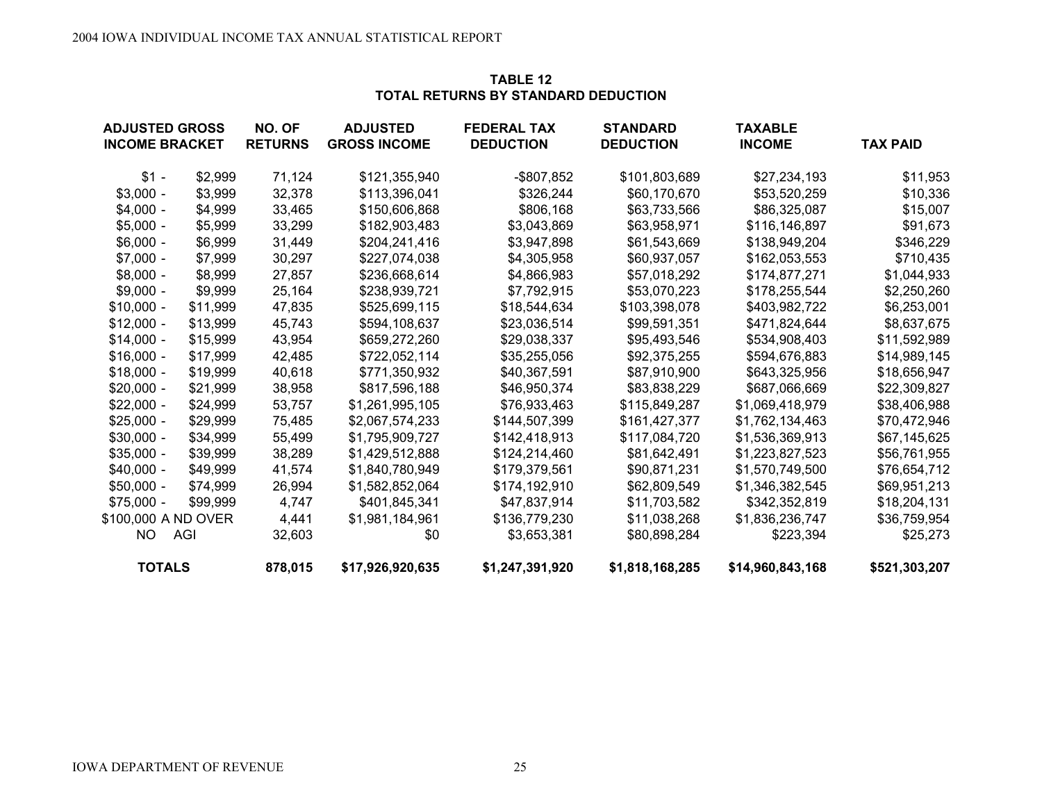**TABLE 12**
**TOTAL RETURNS BY STANDARD DEDUCTION**

| ADJUSTED GROSS INCOME BRACKET | NO. OF RETURNS | ADJUSTED GROSS INCOME | FEDERAL TAX DEDUCTION | STANDARD DEDUCTION | TAXABLE INCOME | TAX PAID |
|---|---|---|---|---|---|---|
| $1 - $2,999 | 71,124 | $121,355,940 | -$807,852 | $101,803,689 | $27,234,193 | $11,953 |
| $3,000 - $3,999 | 32,378 | $113,396,041 | $326,244 | $60,170,670 | $53,520,259 | $10,336 |
| $4,000 - $4,999 | 33,465 | $150,606,868 | $806,168 | $63,733,566 | $86,325,087 | $15,007 |
| $5,000 - $5,999 | 33,299 | $182,903,483 | $3,043,869 | $63,958,971 | $116,146,897 | $91,673 |
| $6,000 - $6,999 | 31,449 | $204,241,416 | $3,947,898 | $61,543,669 | $138,949,204 | $346,229 |
| $7,000 - $7,999 | 30,297 | $227,074,038 | $4,305,958 | $60,937,057 | $162,053,553 | $710,435 |
| $8,000 - $8,999 | 27,857 | $236,668,614 | $4,866,983 | $57,018,292 | $174,877,271 | $1,044,933 |
| $9,000 - $9,999 | 25,164 | $238,939,721 | $7,792,915 | $53,070,223 | $178,255,544 | $2,250,260 |
| $10,000 - $11,999 | 47,835 | $525,699,115 | $18,544,634 | $103,398,078 | $403,982,722 | $6,253,001 |
| $12,000 - $13,999 | 45,743 | $594,108,637 | $23,036,514 | $99,591,351 | $471,824,644 | $8,637,675 |
| $14,000 - $15,999 | 43,954 | $659,272,260 | $29,038,337 | $95,493,546 | $534,908,403 | $11,592,989 |
| $16,000 - $17,999 | 42,485 | $722,052,114 | $35,255,056 | $92,375,255 | $594,676,883 | $14,989,145 |
| $18,000 - $19,999 | 40,618 | $771,350,932 | $40,367,591 | $87,910,900 | $643,325,956 | $18,656,947 |
| $20,000 - $21,999 | 38,958 | $817,596,188 | $46,950,374 | $83,838,229 | $687,066,669 | $22,309,827 |
| $22,000 - $24,999 | 53,757 | $1,261,995,105 | $76,933,463 | $115,849,287 | $1,069,418,979 | $38,406,988 |
| $25,000 - $29,999 | 75,485 | $2,067,574,233 | $144,507,399 | $161,427,377 | $1,762,134,463 | $70,472,946 |
| $30,000 - $34,999 | 55,499 | $1,795,909,727 | $142,418,913 | $117,084,720 | $1,536,369,913 | $67,145,625 |
| $35,000 - $39,999 | 38,289 | $1,429,512,888 | $124,214,460 | $81,642,491 | $1,223,827,523 | $56,761,955 |
| $40,000 - $49,999 | 41,574 | $1,840,780,949 | $179,379,561 | $90,871,231 | $1,570,749,500 | $76,654,712 |
| $50,000 - $74,999 | 26,994 | $1,582,852,064 | $174,192,910 | $62,809,549 | $1,346,382,545 | $69,951,213 |
| $75,000 - $99,999 | 4,747 | $401,845,341 | $47,837,914 | $11,703,582 | $342,352,819 | $18,204,131 |
| $100,000 A ND OVER | 4,441 | $1,981,184,961 | $136,779,230 | $11,038,268 | $1,836,236,747 | $36,759,954 |
| NO AGI | 32,603 | $0 | $3,653,381 | $80,898,284 | $223,394 | $25,273 |
| **TOTALS** | **878,015** | **$17,926,920,635** | **$1,247,391,920** | **$1,818,168,285** | **$14,960,843,168** | **$521,303,207** |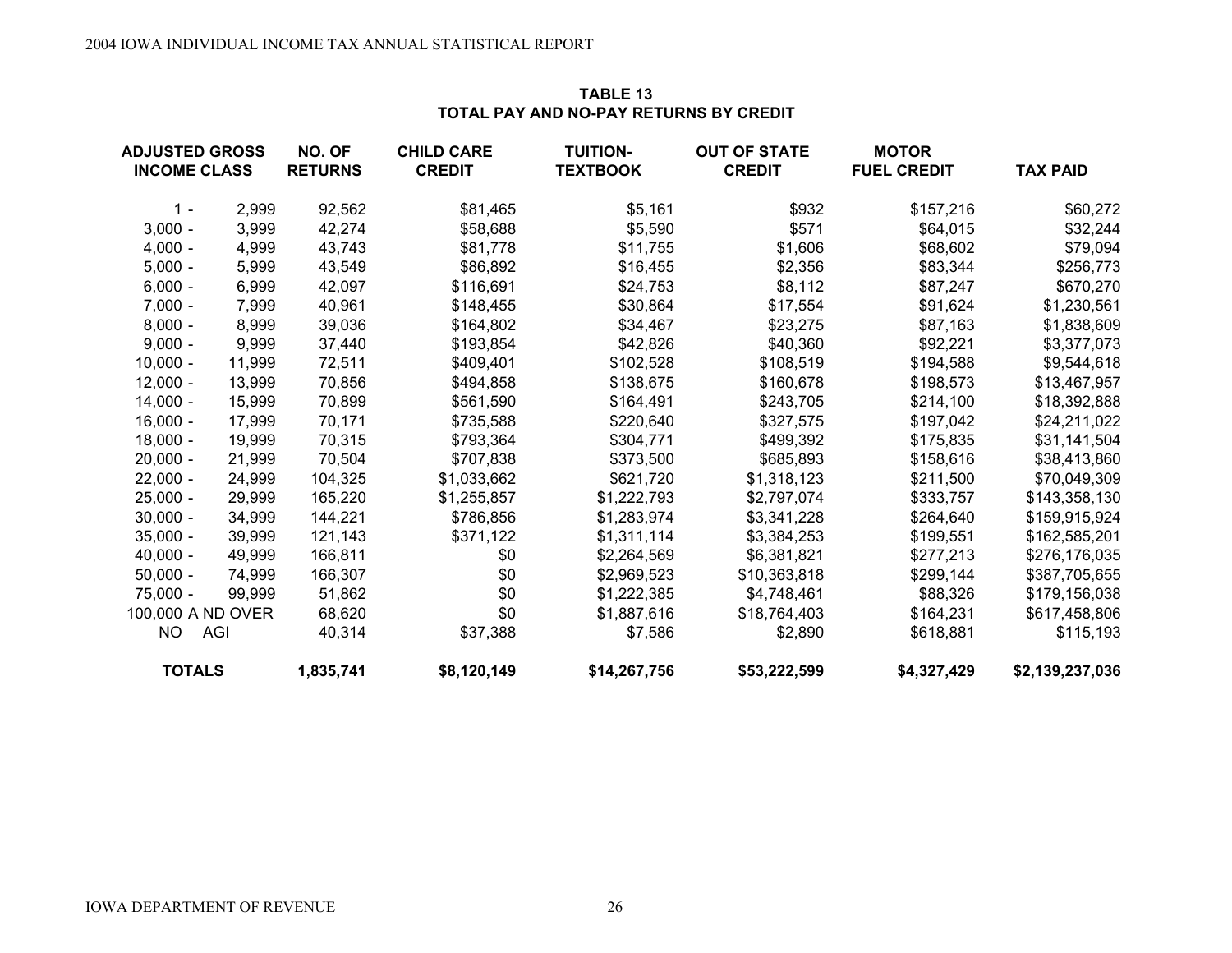**TABLE 13**
**TOTAL PAY AND NO-PAY RETURNS BY CREDIT**

| ADJUSTED GROSS INCOME CLASS | NO. OF RETURNS | CHILD CARE CREDIT | TUITION-TEXTBOOK | OUT OF STATE CREDIT | MOTOR FUEL CREDIT | TAX PAID |
|---|---|---|---|---|---|---|
| 1 - 2,999 | 92,562 | $81,465 | $5,161 | $932 | $157,216 | $60,272 |
| 3,000 - 3,999 | 42,274 | $58,688 | $5,590 | $571 | $64,015 | $32,244 |
| 4,000 - 4,999 | 43,743 | $81,778 | $11,755 | $1,606 | $68,602 | $79,094 |
| 5,000 - 5,999 | 43,549 | $86,892 | $16,455 | $2,356 | $83,344 | $256,773 |
| 6,000 - 6,999 | 42,097 | $116,691 | $24,753 | $8,112 | $87,247 | $670,270 |
| 7,000 - 7,999 | 40,961 | $148,455 | $30,864 | $17,554 | $91,624 | $1,230,561 |
| 8,000 - 8,999 | 39,036 | $164,802 | $34,467 | $23,275 | $87,163 | $1,838,609 |
| 9,000 - 9,999 | 37,440 | $193,854 | $42,826 | $40,360 | $92,221 | $3,377,073 |
| 10,000 - 11,999 | 72,511 | $409,401 | $102,528 | $108,519 | $194,588 | $9,544,618 |
| 12,000 - 13,999 | 70,856 | $494,858 | $138,675 | $160,678 | $198,573 | $13,467,957 |
| 14,000 - 15,999 | 70,899 | $561,590 | $164,491 | $243,705 | $214,100 | $18,392,888 |
| 16,000 - 17,999 | 70,171 | $735,588 | $220,640 | $327,575 | $197,042 | $24,211,022 |
| 18,000 - 19,999 | 70,315 | $793,364 | $304,771 | $499,392 | $175,835 | $31,141,504 |
| 20,000 - 21,999 | 70,504 | $707,838 | $373,500 | $685,893 | $158,616 | $38,413,860 |
| 22,000 - 24,999 | 104,325 | $1,033,662 | $621,720 | $1,318,123 | $211,500 | $70,049,309 |
| 25,000 - 29,999 | 165,220 | $1,255,857 | $1,222,793 | $2,797,074 | $333,757 | $143,358,130 |
| 30,000 - 34,999 | 144,221 | $786,856 | $1,283,974 | $3,341,228 | $264,640 | $159,915,924 |
| 35,000 - 39,999 | 121,143 | $371,122 | $1,311,114 | $3,384,253 | $199,551 | $162,585,201 |
| 40,000 - 49,999 | 166,811 | $0 | $2,264,569 | $6,381,821 | $277,213 | $276,176,035 |
| 50,000 - 74,999 | 166,307 | $0 | $2,969,523 | $10,363,818 | $299,144 | $387,705,655 |
| 75,000 - 99,999 | 51,862 | $0 | $1,222,385 | $4,748,461 | $88,326 | $179,156,038 |
| 100,000 A ND OVER | 68,620 | $0 | $1,887,616 | $18,764,403 | $164,231 | $617,458,806 |
| NO AGI | 40,314 | $37,388 | $7,586 | $2,890 | $618,881 | $115,193 |
| **TOTALS** | **1,835,741** | **$8,120,149** | **$14,267,756** | **$53,222,599** | **$4,327,429** | **$2,139,237,036** |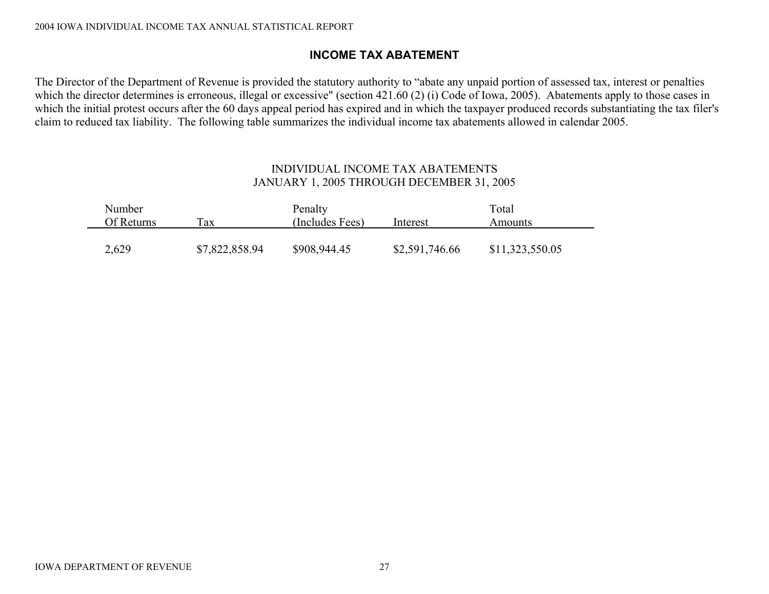## INCOME TAX ABATEMENT

The Director of the Department of Revenue is provided the statutory authority to "abate any unpaid portion of assessed tax, interest or penalties which the director determines is erroneous, illegal or excessive" (section 421.60 (2) (i) Code of Iowa, 2005). Abatements apply to those cases in which the initial protest occurs after the 60 days appeal period has expired and in which the taxpayer produced records substantiating the tax filer's claim to reduced tax liability. The following table summarizes the individual income tax abatements allowed in calendar 2005.

INDIVIDUAL INCOME TAX ABATEMENTS
JANUARY 1, 2005 THROUGH DECEMBER 31, 2005

| Number Of Returns | Tax | Penalty (Includes Fees) | Interest | Total Amounts |
|---|---|---|---|---|
| 2,629 | $7,822,858.94 | $908,944.45 | $2,591,746.66 | $11,323,550.05 |